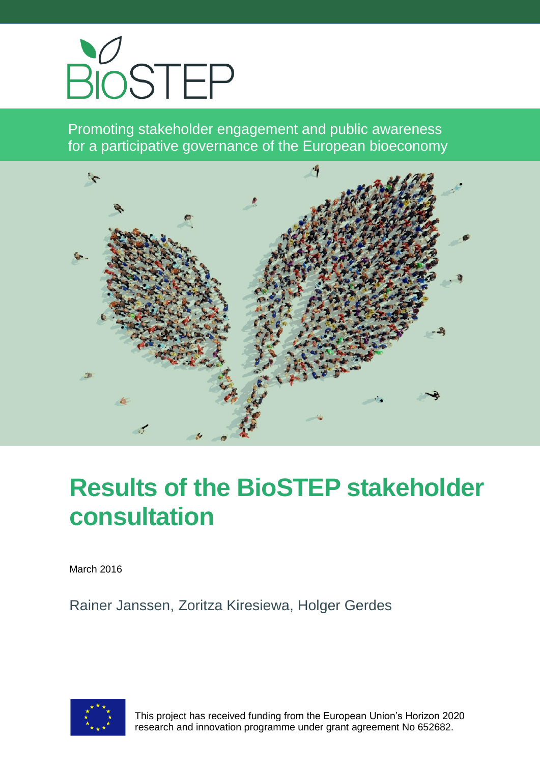BioSTEP

Promoting stakeholder engagement and public awareness for a participative governance of the European bioeconomy

# Results of the BioSTEP stakeholder consultation

March 2016

Rainer Janssen, Zoritza Kiresiewa, Holger Gerdes

This project has received funding from the European Union's Horizon 2020 research and innovation programme under grant agreement No 652682.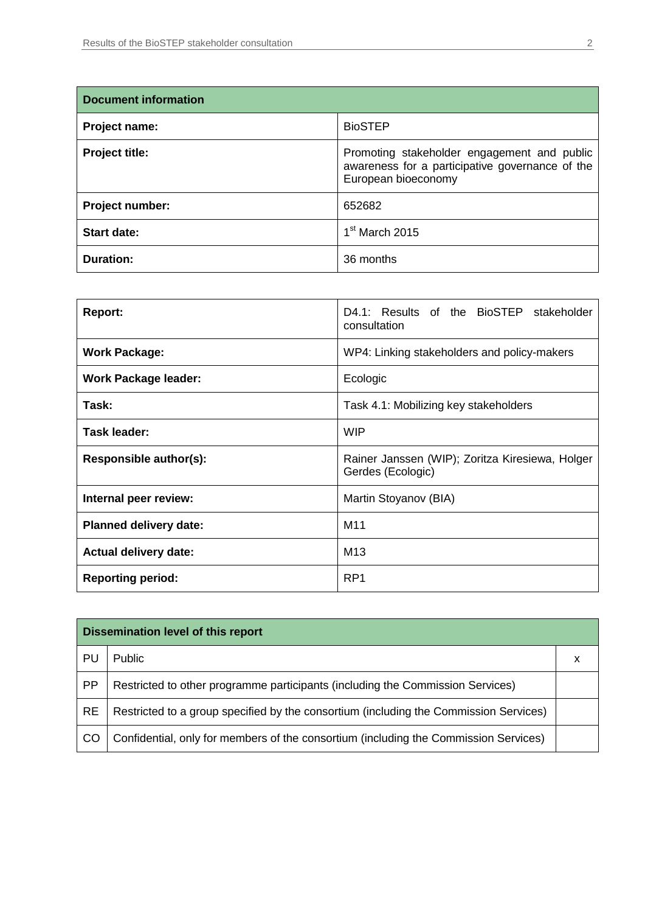| Document information | |
|---|---|
| **Project name:** | BioSTEP |
| **Project title:** | Promoting stakeholder engagement and public awareness for a participative governance of the European bioeconomy |
| **Project number:** | 652682 |
| **Start date:** | 1st March 2015 |
| **Duration:** | 36 months |

| | |
|---|---|
| **Report:** | D4.1: Results of the BioSTEP stakeholder consultation |
| **Work Package:** | WP4: Linking stakeholders and policy-makers |
| **Work Package leader:** | Ecologic |
| **Task:** | Task 4.1: Mobilizing key stakeholders |
| **Task leader:** | WIP |
| **Responsible author(s):** | Rainer Janssen (WIP); Zoritza Kiresiewa, Holger Gerdes (Ecologic) |
| **Internal peer review:** | Martin Stoyanov (BIA) |
| **Planned delivery date:** | M11 |
| **Actual delivery date:** | M13 |
| **Reporting period:** | RP1 |

| Dissemination level of this report | | |
|---|---|---|
| PU | Public | x |
| PP | Restricted to other programme participants (including the Commission Services) | |
| RE | Restricted to a group specified by the consortium (including the Commission Services) | |
| CO | Confidential, only for members of the consortium (including the Commission Services) | |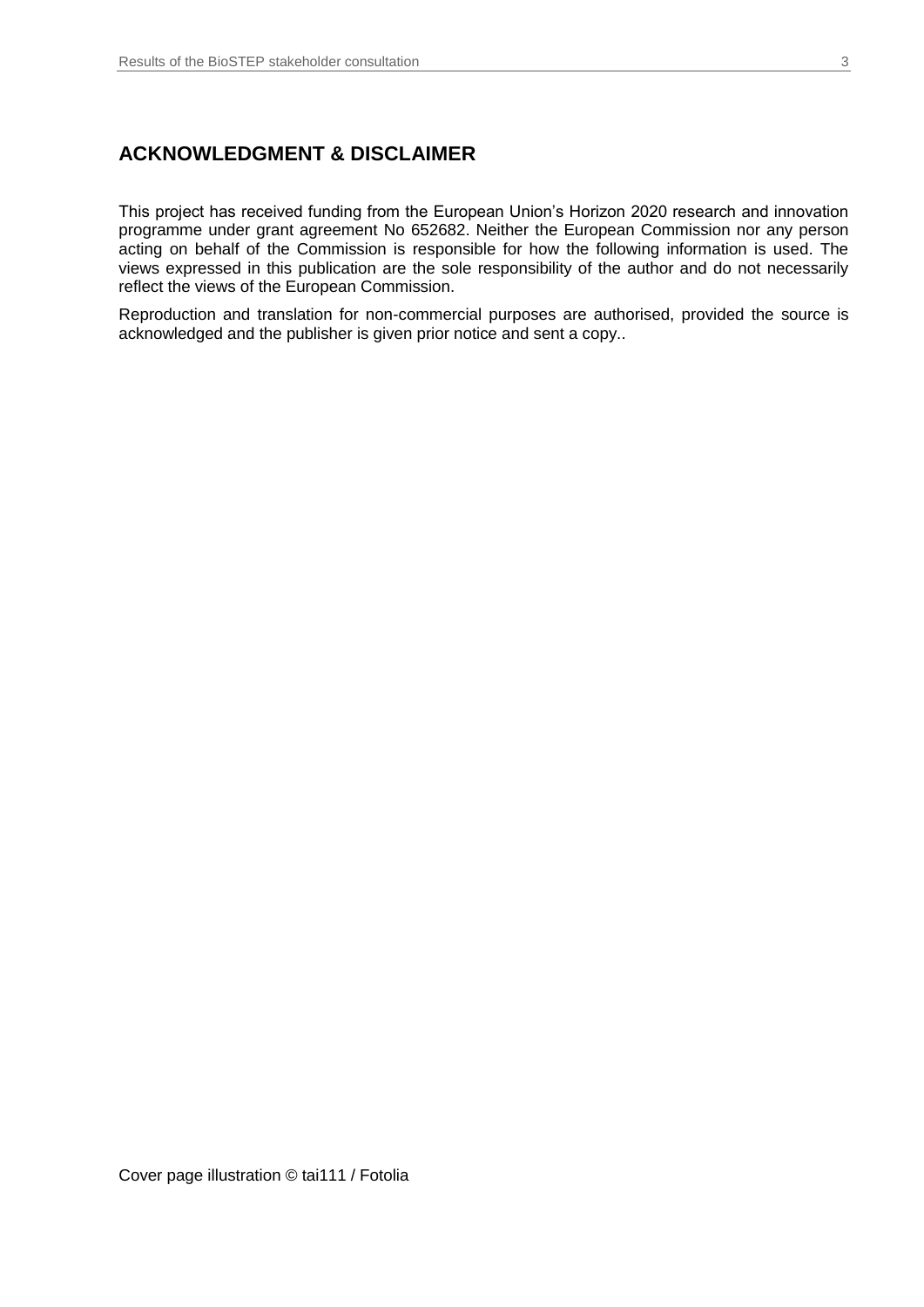## ACKNOWLEDGMENT & DISCLAIMER

This project has received funding from the European Union's Horizon 2020 research and innovation programme under grant agreement No 652682. Neither the European Commission nor any person acting on behalf of the Commission is responsible for how the following information is used. The views expressed in this publication are the sole responsibility of the author and do not necessarily reflect the views of the European Commission.

Reproduction and translation for non-commercial purposes are authorised, provided the source is acknowledged and the publisher is given prior notice and sent a copy..

Cover page illustration © tai111 / Fotolia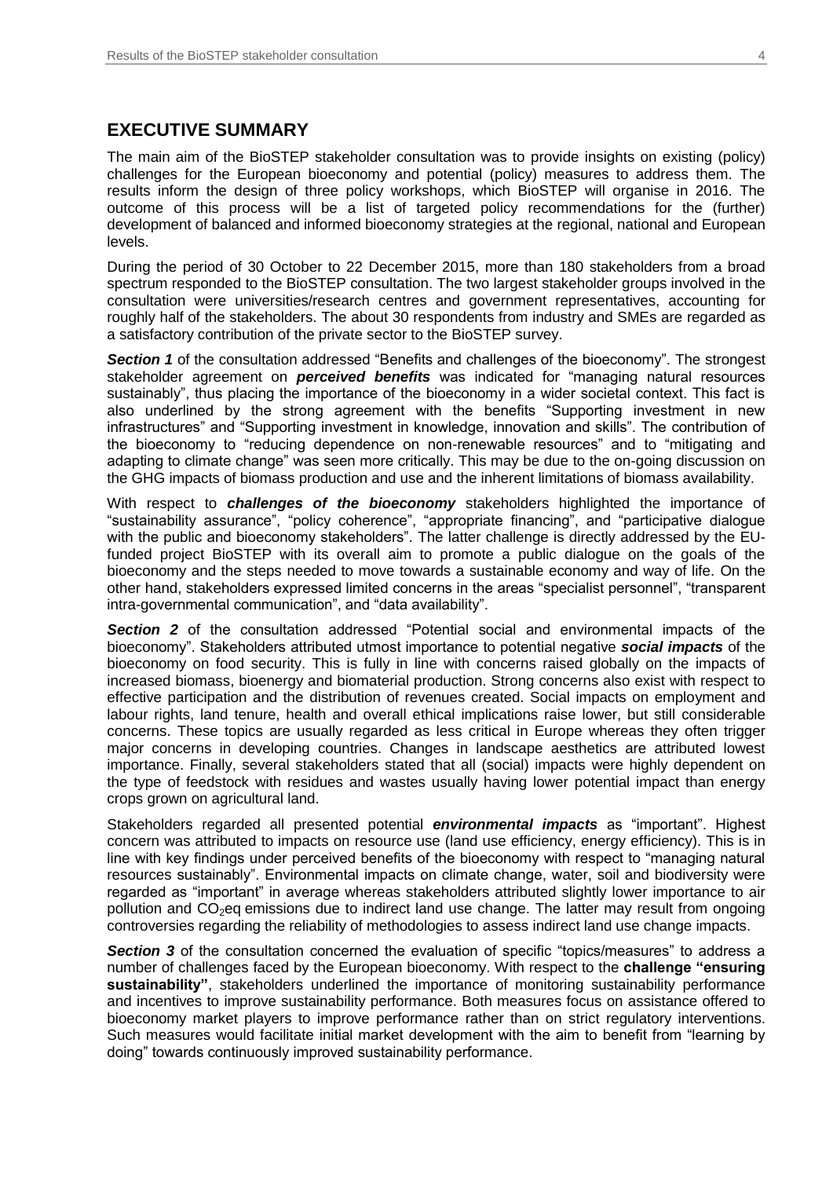## EXECUTIVE SUMMARY

The main aim of the BioSTEP stakeholder consultation was to provide insights on existing (policy) challenges for the European bioeconomy and potential (policy) measures to address them. The results inform the design of three policy workshops, which BioSTEP will organise in 2016. The outcome of this process will be a list of targeted policy recommendations for the (further) development of balanced and informed bioeconomy strategies at the regional, national and European levels.

During the period of 30 October to 22 December 2015, more than 180 stakeholders from a broad spectrum responded to the BioSTEP consultation. The two largest stakeholder groups involved in the consultation were universities/research centres and government representatives, accounting for roughly half of the stakeholders. The about 30 respondents from industry and SMEs are regarded as a satisfactory contribution of the private sector to the BioSTEP survey.

***Section 1*** of the consultation addressed "Benefits and challenges of the bioeconomy". The strongest stakeholder agreement on ***perceived benefits*** was indicated for "managing natural resources sustainably", thus placing the importance of the bioeconomy in a wider societal context. This fact is also underlined by the strong agreement with the benefits "Supporting investment in new infrastructures" and "Supporting investment in knowledge, innovation and skills". The contribution of the bioeconomy to "reducing dependence on non-renewable resources" and to "mitigating and adapting to climate change" was seen more critically. This may be due to the on-going discussion on the GHG impacts of biomass production and use and the inherent limitations of biomass availability.

With respect to ***challenges of the bioeconomy*** stakeholders highlighted the importance of "sustainability assurance", "policy coherence", "appropriate financing", and "participative dialogue with the public and bioeconomy stakeholders". The latter challenge is directly addressed by the EU-funded project BioSTEP with its overall aim to promote a public dialogue on the goals of the bioeconomy and the steps needed to move towards a sustainable economy and way of life. On the other hand, stakeholders expressed limited concerns in the areas "specialist personnel", "transparent intra-governmental communication", and "data availability".

***Section 2*** of the consultation addressed "Potential social and environmental impacts of the bioeconomy". Stakeholders attributed utmost importance to potential negative ***social impacts*** of the bioeconomy on food security. This is fully in line with concerns raised globally on the impacts of increased biomass, bioenergy and biomaterial production. Strong concerns also exist with respect to effective participation and the distribution of revenues created. Social impacts on employment and labour rights, land tenure, health and overall ethical implications raise lower, but still considerable concerns. These topics are usually regarded as less critical in Europe whereas they often trigger major concerns in developing countries. Changes in landscape aesthetics are attributed lowest importance. Finally, several stakeholders stated that all (social) impacts were highly dependent on the type of feedstock with residues and wastes usually having lower potential impact than energy crops grown on agricultural land.

Stakeholders regarded all presented potential ***environmental impacts*** as "important". Highest concern was attributed to impacts on resource use (land use efficiency, energy efficiency). This is in line with key findings under perceived benefits of the bioeconomy with respect to "managing natural resources sustainably". Environmental impacts on climate change, water, soil and biodiversity were regarded as "important" in average whereas stakeholders attributed slightly lower importance to air pollution and $CO_2$eq emissions due to indirect land use change. The latter may result from ongoing controversies regarding the reliability of methodologies to assess indirect land use change impacts.

***Section 3*** of the consultation concerned the evaluation of specific "topics/measures" to address a number of challenges faced by the European bioeconomy. With respect to the **challenge "ensuring sustainability"**, stakeholders underlined the importance of monitoring sustainability performance and incentives to improve sustainability performance. Both measures focus on assistance offered to bioeconomy market players to improve performance rather than on strict regulatory interventions. Such measures would facilitate initial market development with the aim to benefit from "learning by doing" towards continuously improved sustainability performance.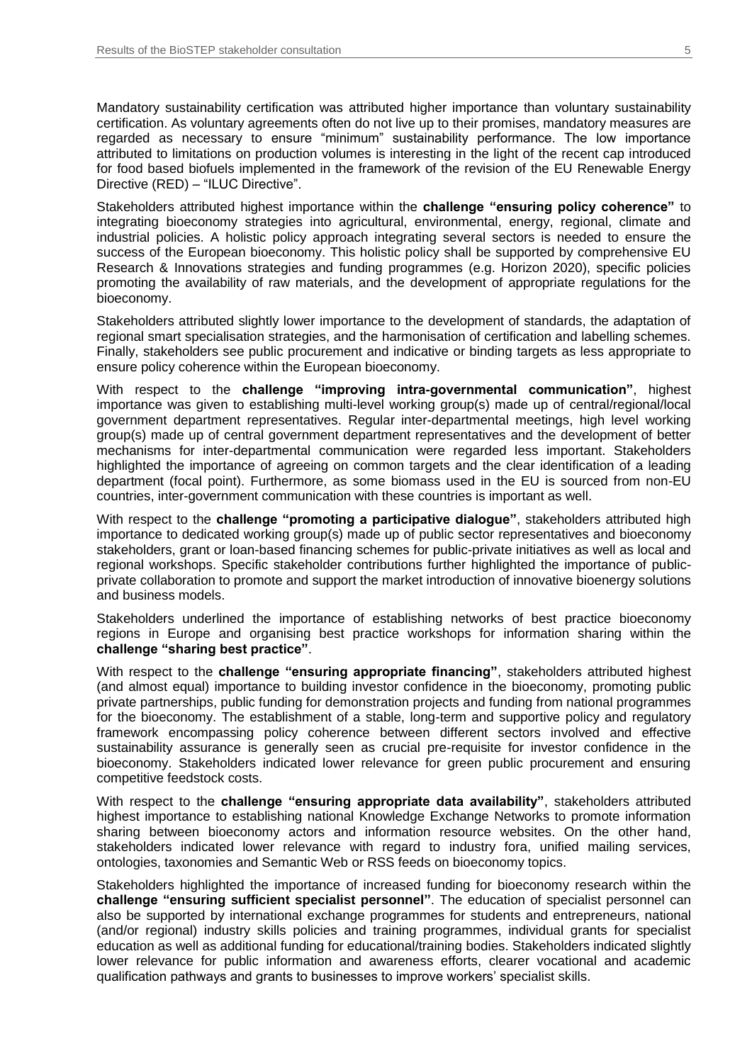Mandatory sustainability certification was attributed higher importance than voluntary sustainability certification. As voluntary agreements often do not live up to their promises, mandatory measures are regarded as necessary to ensure "minimum" sustainability performance. The low importance attributed to limitations on production volumes is interesting in the light of the recent cap introduced for food based biofuels implemented in the framework of the revision of the EU Renewable Energy Directive (RED) – "ILUC Directive".

Stakeholders attributed highest importance within the **challenge "ensuring policy coherence"** to integrating bioeconomy strategies into agricultural, environmental, energy, regional, climate and industrial policies. A holistic policy approach integrating several sectors is needed to ensure the success of the European bioeconomy. This holistic policy shall be supported by comprehensive EU Research & Innovations strategies and funding programmes (e.g. Horizon 2020), specific policies promoting the availability of raw materials, and the development of appropriate regulations for the bioeconomy.

Stakeholders attributed slightly lower importance to the development of standards, the adaptation of regional smart specialisation strategies, and the harmonisation of certification and labelling schemes. Finally, stakeholders see public procurement and indicative or binding targets as less appropriate to ensure policy coherence within the European bioeconomy.

With respect to the **challenge "improving intra-governmental communication"**, highest importance was given to establishing multi-level working group(s) made up of central/regional/local government department representatives. Regular inter-departmental meetings, high level working group(s) made up of central government department representatives and the development of better mechanisms for inter-departmental communication were regarded less important. Stakeholders highlighted the importance of agreeing on common targets and the clear identification of a leading department (focal point). Furthermore, as some biomass used in the EU is sourced from non-EU countries, inter-government communication with these countries is important as well.

With respect to the **challenge "promoting a participative dialogue"**, stakeholders attributed high importance to dedicated working group(s) made up of public sector representatives and bioeconomy stakeholders, grant or loan-based financing schemes for public-private initiatives as well as local and regional workshops. Specific stakeholder contributions further highlighted the importance of public-private collaboration to promote and support the market introduction of innovative bioenergy solutions and business models.

Stakeholders underlined the importance of establishing networks of best practice bioeconomy regions in Europe and organising best practice workshops for information sharing within the **challenge "sharing best practice"**.

With respect to the **challenge "ensuring appropriate financing"**, stakeholders attributed highest (and almost equal) importance to building investor confidence in the bioeconomy, promoting public private partnerships, public funding for demonstration projects and funding from national programmes for the bioeconomy. The establishment of a stable, long-term and supportive policy and regulatory framework encompassing policy coherence between different sectors involved and effective sustainability assurance is generally seen as crucial pre-requisite for investor confidence in the bioeconomy. Stakeholders indicated lower relevance for green public procurement and ensuring competitive feedstock costs.

With respect to the **challenge "ensuring appropriate data availability"**, stakeholders attributed highest importance to establishing national Knowledge Exchange Networks to promote information sharing between bioeconomy actors and information resource websites. On the other hand, stakeholders indicated lower relevance with regard to industry fora, unified mailing services, ontologies, taxonomies and Semantic Web or RSS feeds on bioeconomy topics.

Stakeholders highlighted the importance of increased funding for bioeconomy research within the **challenge "ensuring sufficient specialist personnel"**. The education of specialist personnel can also be supported by international exchange programmes for students and entrepreneurs, national (and/or regional) industry skills policies and training programmes, individual grants for specialist education as well as additional funding for educational/training bodies. Stakeholders indicated slightly lower relevance for public information and awareness efforts, clearer vocational and academic qualification pathways and grants to businesses to improve workers' specialist skills.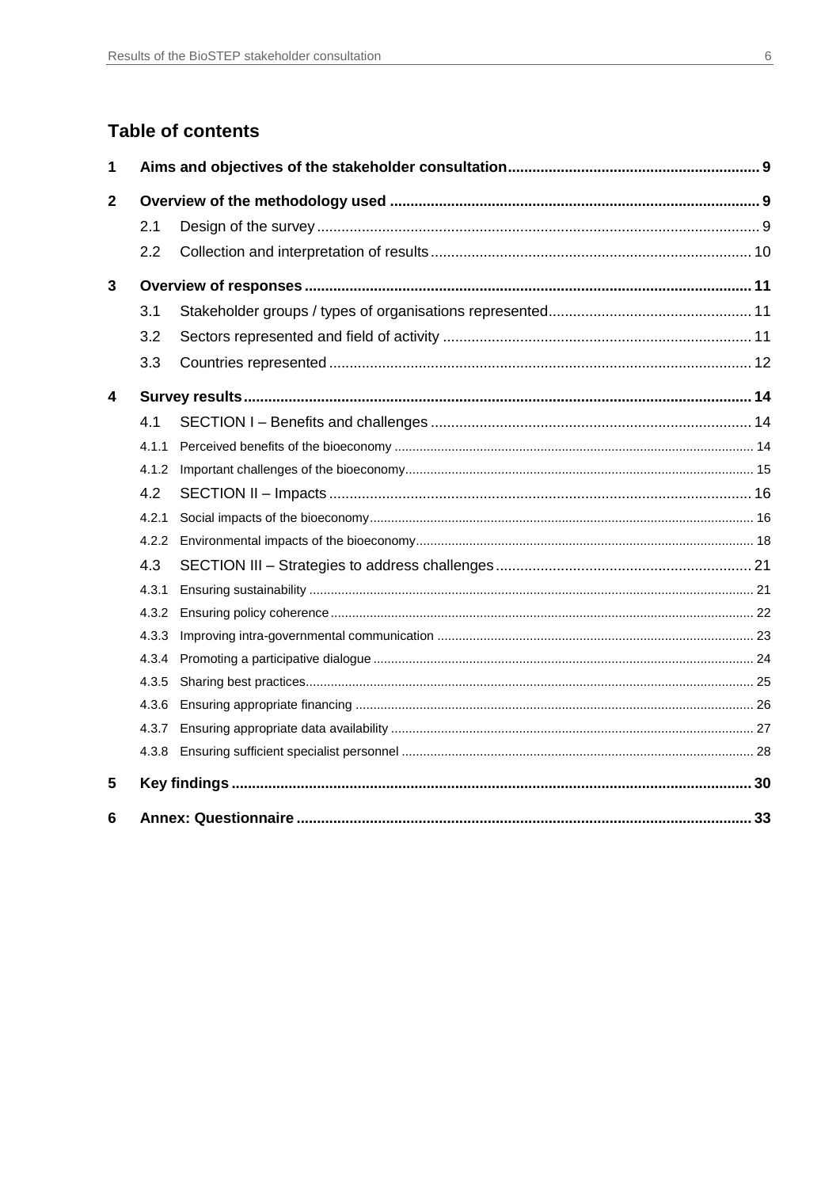## Table of contents

1 Aims and objectives of the stakeholder consultation ... 9

2 Overview of the methodology used ... 9

- 2.1 Design of the survey ... 9
- 2.2 Collection and interpretation of results ... 10

3 Overview of responses ... 11

- 3.1 Stakeholder groups / types of organisations represented ... 11
- 3.2 Sectors represented and field of activity ... 11
- 3.3 Countries represented ... 12

4 Survey results ... 14

- 4.1 SECTION I – Benefits and challenges ... 14
  - 4.1.1 Perceived benefits of the bioeconomy ... 14
  - 4.1.2 Important challenges of the bioeconomy ... 15
- 4.2 SECTION II – Impacts ... 16
  - 4.2.1 Social impacts of the bioeconomy ... 16
  - 4.2.2 Environmental impacts of the bioeconomy ... 18
- 4.3 SECTION III – Strategies to address challenges ... 21
  - 4.3.1 Ensuring sustainability ... 21
  - 4.3.2 Ensuring policy coherence ... 22
  - 4.3.3 Improving intra-governmental communication ... 23
  - 4.3.4 Promoting a participative dialogue ... 24
  - 4.3.5 Sharing best practices ... 25
  - 4.3.6 Ensuring appropriate financing ... 26
  - 4.3.7 Ensuring appropriate data availability ... 27
  - 4.3.8 Ensuring sufficient specialist personnel ... 28

5 Key findings ... 30

6 Annex: Questionnaire ... 33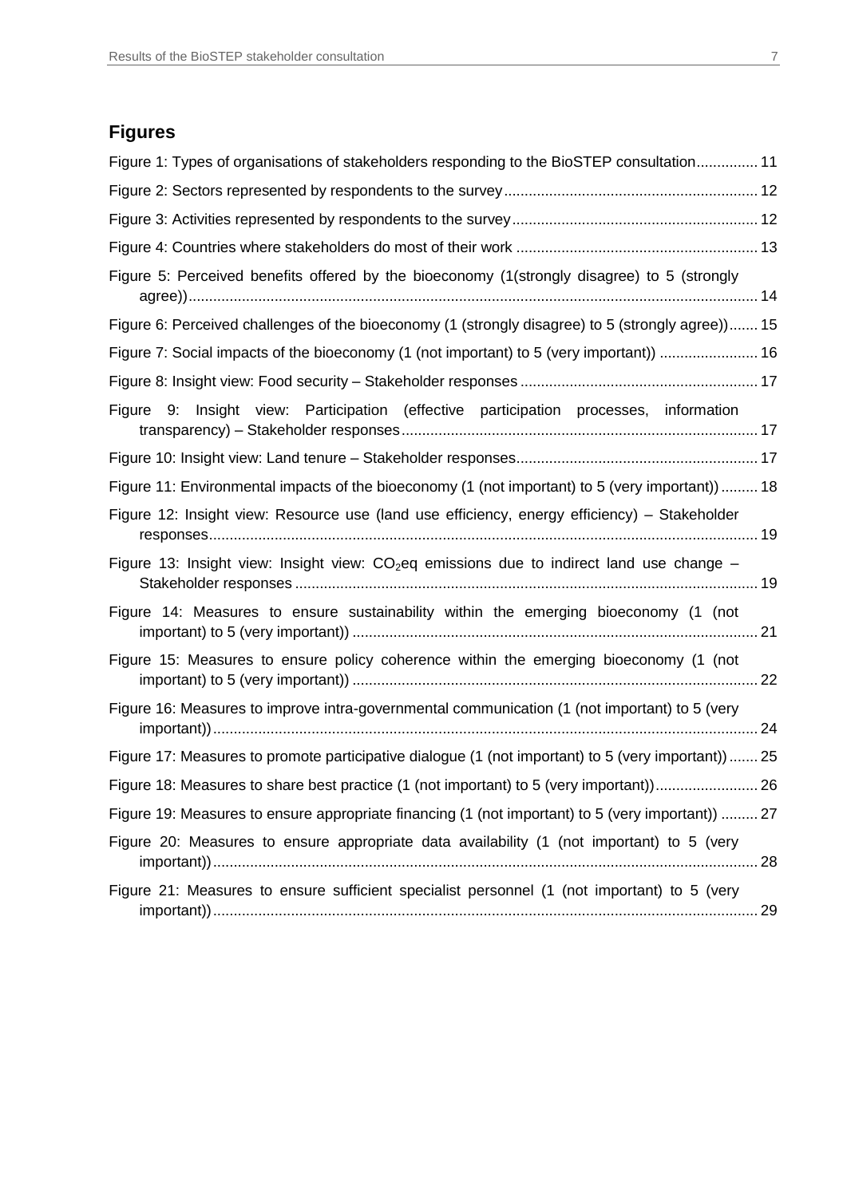## Figures

Figure 1: Types of organisations of stakeholders responding to the BioSTEP consultation ............... 11

Figure 2: Sectors represented by respondents to the survey ............................................................. 12

Figure 3: Activities represented by respondents to the survey ........................................................... 12

Figure 4: Countries where stakeholders do most of their work .......................................................... 13

Figure 5: Perceived benefits offered by the bioeconomy (1(strongly disagree) to 5 (strongly agree)) ......................................................................................................................................... 14

Figure 6: Perceived challenges of the bioeconomy (1 (strongly disagree) to 5 (strongly agree)) ....... 15

Figure 7: Social impacts of the bioeconomy (1 (not important) to 5 (very important)) ........................ 16

Figure 8: Insight view: Food security – Stakeholder responses ......................................................... 17

Figure 9: Insight view: Participation (effective participation processes, information transparency) – Stakeholder responses ...................................................................................... 17

Figure 10: Insight view: Land tenure – Stakeholder responses.......................................................... 17

Figure 11: Environmental impacts of the bioeconomy (1 (not important) to 5 (very important)) ......... 18

Figure 12: Insight view: Resource use (land use efficiency, energy efficiency) – Stakeholder responses .................................................................................................................................... 19

Figure 13: Insight view: Insight view: $CO_2$eq emissions due to indirect land use change – Stakeholder responses ................................................................................................................ 19

Figure 14: Measures to ensure sustainability within the emerging bioeconomy (1 (not important) to 5 (very important)) .................................................................................................. 21

Figure 15: Measures to ensure policy coherence within the emerging bioeconomy (1 (not important) to 5 (very important)) .................................................................................................. 22

Figure 16: Measures to improve intra-governmental communication (1 (not important) to 5 (very important)) .................................................................................................................................... 24

Figure 17: Measures to promote participative dialogue (1 (not important) to 5 (very important)) ....... 25

Figure 18: Measures to share best practice (1 (not important) to 5 (very important)) ......................... 26

Figure 19: Measures to ensure appropriate financing (1 (not important) to 5 (very important)) ......... 27

Figure 20: Measures to ensure appropriate data availability (1 (not important) to 5 (very important)) .................................................................................................................................... 28

Figure 21: Measures to ensure sufficient specialist personnel (1 (not important) to 5 (very important)) .................................................................................................................................... 29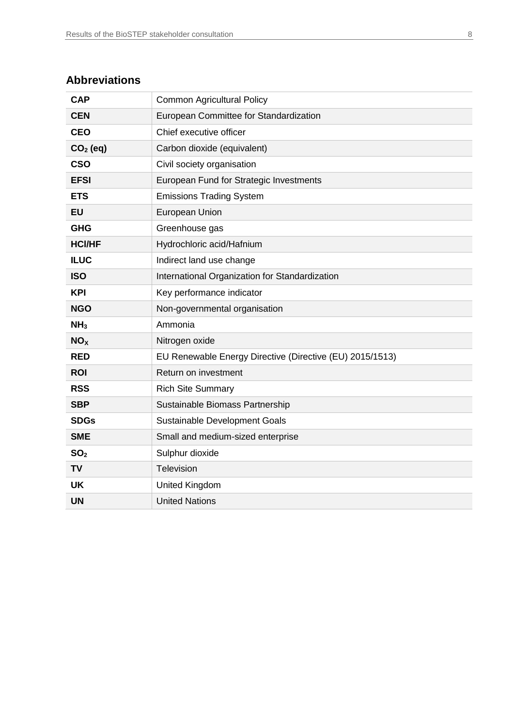## Abbreviations

| | |
|---|---|
| **CAP** | Common Agricultural Policy |
| **CEN** | European Committee for Standardization |
| **CEO** | Chief executive officer |
| **$CO_2$ (eq)** | Carbon dioxide (equivalent) |
| **CSO** | Civil society organisation |
| **EFSI** | European Fund for Strategic Investments |
| **ETS** | Emissions Trading System |
| **EU** | European Union |
| **GHG** | Greenhouse gas |
| **HCl/HF** | Hydrochloric acid/Hafnium |
| **ILUC** | Indirect land use change |
| **ISO** | International Organization for Standardization |
| **KPI** | Key performance indicator |
| **NGO** | Non-governmental organisation |
| **$NH_3$** | Ammonia |
| **$NO_X$** | Nitrogen oxide |
| **RED** | EU Renewable Energy Directive (Directive (EU) 2015/1513) |
| **ROI** | Return on investment |
| **RSS** | Rich Site Summary |
| **SBP** | Sustainable Biomass Partnership |
| **SDGs** | Sustainable Development Goals |
| **SME** | Small and medium-sized enterprise |
| **$SO_2$** | Sulphur dioxide |
| **TV** | Television |
| **UK** | United Kingdom |
| **UN** | United Nations |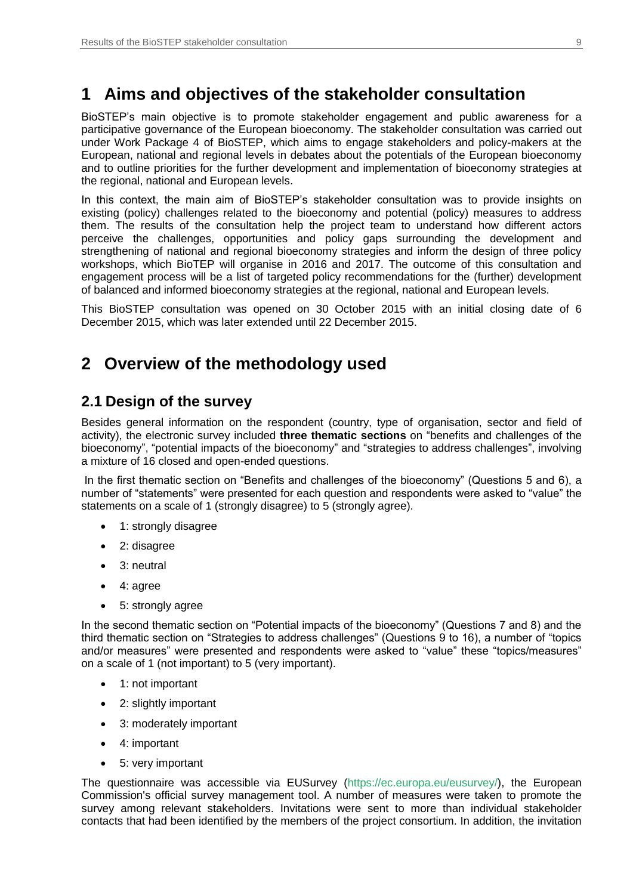# 1 Aims and objectives of the stakeholder consultation

BioSTEP's main objective is to promote stakeholder engagement and public awareness for a participative governance of the European bioeconomy. The stakeholder consultation was carried out under Work Package 4 of BioSTEP, which aims to engage stakeholders and policy-makers at the European, national and regional levels in debates about the potentials of the European bioeconomy and to outline priorities for the further development and implementation of bioeconomy strategies at the regional, national and European levels.

In this context, the main aim of BioSTEP's stakeholder consultation was to provide insights on existing (policy) challenges related to the bioeconomy and potential (policy) measures to address them. The results of the consultation help the project team to understand how different actors perceive the challenges, opportunities and policy gaps surrounding the development and strengthening of national and regional bioeconomy strategies and inform the design of three policy workshops, which BioTEP will organise in 2016 and 2017. The outcome of this consultation and engagement process will be a list of targeted policy recommendations for the (further) development of balanced and informed bioeconomy strategies at the regional, national and European levels.

This BioSTEP consultation was opened on 30 October 2015 with an initial closing date of 6 December 2015, which was later extended until 22 December 2015.

# 2 Overview of the methodology used

## 2.1 Design of the survey

Besides general information on the respondent (country, type of organisation, sector and field of activity), the electronic survey included **three thematic sections** on "benefits and challenges of the bioeconomy", "potential impacts of the bioeconomy" and "strategies to address challenges", involving a mixture of 16 closed and open-ended questions.

In the first thematic section on "Benefits and challenges of the bioeconomy" (Questions 5 and 6), a number of "statements" were presented for each question and respondents were asked to "value" the statements on a scale of 1 (strongly disagree) to 5 (strongly agree).

- 1: strongly disagree
- 2: disagree
- 3: neutral
- 4: agree
- 5: strongly agree

In the second thematic section on "Potential impacts of the bioeconomy" (Questions 7 and 8) and the third thematic section on "Strategies to address challenges" (Questions 9 to 16), a number of "topics and/or measures" were presented and respondents were asked to "value" these "topics/measures" on a scale of 1 (not important) to 5 (very important).

- 1: not important
- 2: slightly important
- 3: moderately important
- 4: important
- 5: very important

The questionnaire was accessible via EUSurvey (https://ec.europa.eu/eusurvey/), the European Commission's official survey management tool. A number of measures were taken to promote the survey among relevant stakeholders. Invitations were sent to more than individual stakeholder contacts that had been identified by the members of the project consortium. In addition, the invitation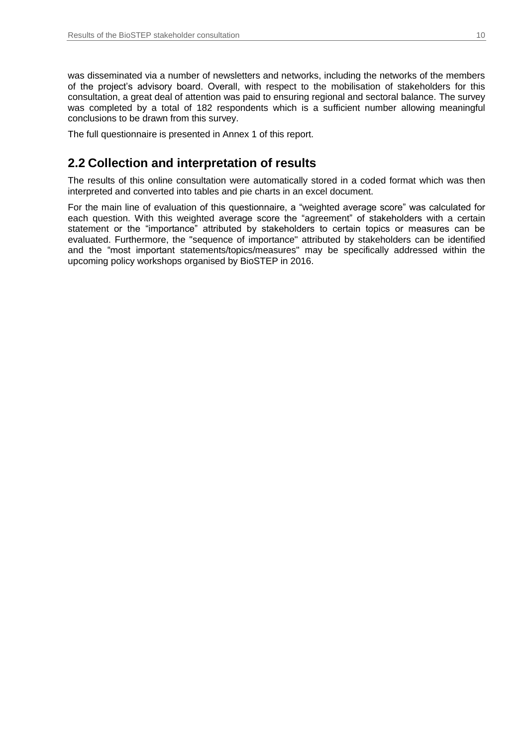was disseminated via a number of newsletters and networks, including the networks of the members of the project's advisory board. Overall, with respect to the mobilisation of stakeholders for this consultation, a great deal of attention was paid to ensuring regional and sectoral balance. The survey was completed by a total of 182 respondents which is a sufficient number allowing meaningful conclusions to be drawn from this survey.

The full questionnaire is presented in Annex 1 of this report.

## 2.2 Collection and interpretation of results

The results of this online consultation were automatically stored in a coded format which was then interpreted and converted into tables and pie charts in an excel document.

For the main line of evaluation of this questionnaire, a "weighted average score" was calculated for each question. With this weighted average score the "agreement" of stakeholders with a certain statement or the "importance" attributed by stakeholders to certain topics or measures can be evaluated. Furthermore, the "sequence of importance" attributed by stakeholders can be identified and the "most important statements/topics/measures" may be specifically addressed within the upcoming policy workshops organised by BioSTEP in 2016.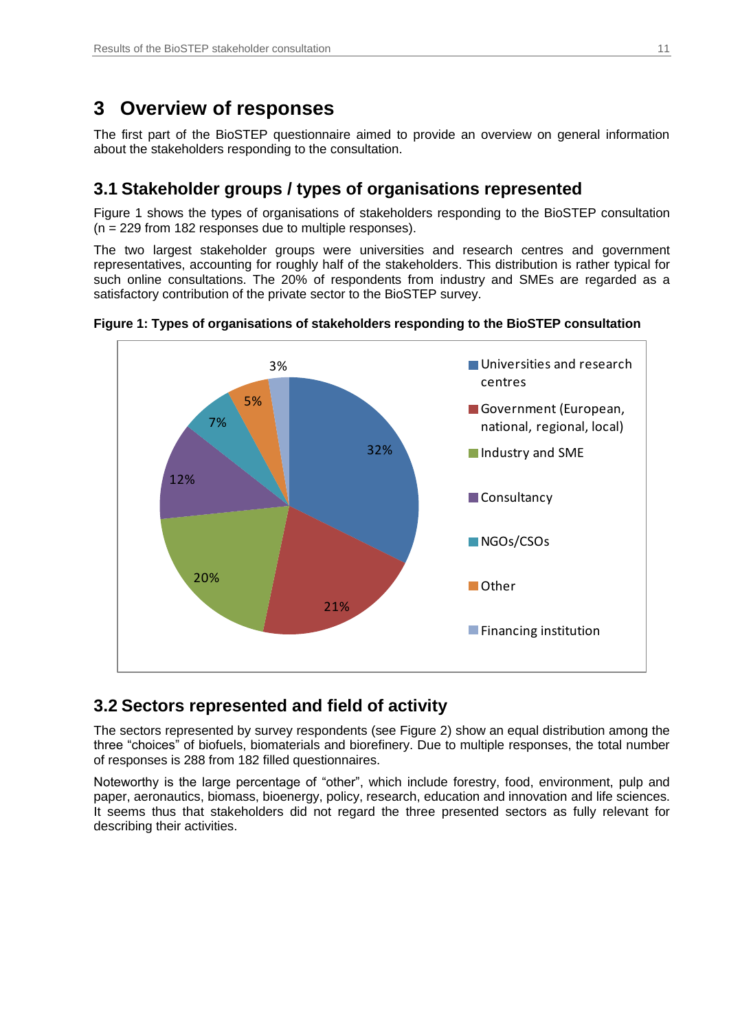# 3 Overview of responses

The first part of the BioSTEP questionnaire aimed to provide an overview on general information about the stakeholders responding to the consultation.

## 3.1 Stakeholder groups / types of organisations represented

Figure 1 shows the types of organisations of stakeholders responding to the BioSTEP consultation (n = 229 from 182 responses due to multiple responses).

The two largest stakeholder groups were universities and research centres and government representatives, accounting for roughly half of the stakeholders. This distribution is rather typical for such online consultations. The 20% of respondents from industry and SMEs are regarded as a satisfactory contribution of the private sector to the BioSTEP survey.

**Figure 1: Types of organisations of stakeholders responding to the BioSTEP consultation**

| Type of organisation | Share |
| --- | --- |
| Universities and research centres | 32% |
| Government (European, national, regional, local) | 21% |
| Industry and SME | 20% |
| Consultancy | 12% |
| NGOs/CSOs | 7% |
| Other | 5% |
| Financing institution | 3% |

## 3.2 Sectors represented and field of activity

The sectors represented by survey respondents (see Figure 2) show an equal distribution among the three "choices" of biofuels, biomaterials and biorefinery. Due to multiple responses, the total number of responses is 288 from 182 filled questionnaires.

Noteworthy is the large percentage of "other", which include forestry, food, environment, pulp and paper, aeronautics, biomass, bioenergy, policy, research, education and innovation and life sciences. It seems thus that stakeholders did not regard the three presented sectors as fully relevant for describing their activities.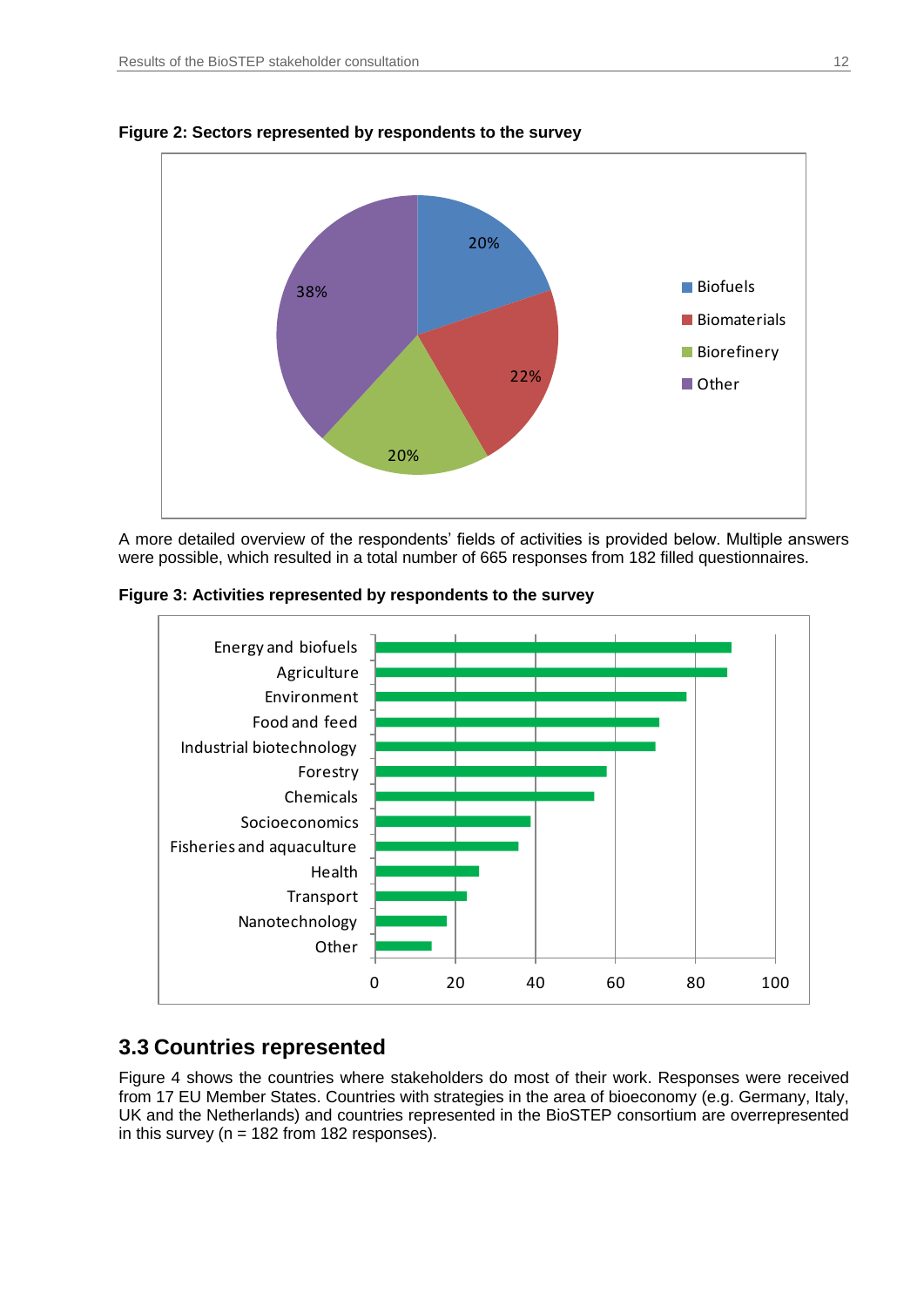**Figure 2: Sectors represented by respondents to the survey**

A more detailed overview of the respondents' fields of activities is provided below. Multiple answers were possible, which resulted in a total number of 665 responses from 182 filled questionnaires.

**Figure 3: Activities represented by respondents to the survey**

## 3.3 Countries represented

Figure 4 shows the countries where stakeholders do most of their work. Responses were received from 17 EU Member States. Countries with strategies in the area of bioeconomy (e.g. Germany, Italy, UK and the Netherlands) and countries represented in the BioSTEP consortium are overrepresented in this survey (n = 182 from 182 responses).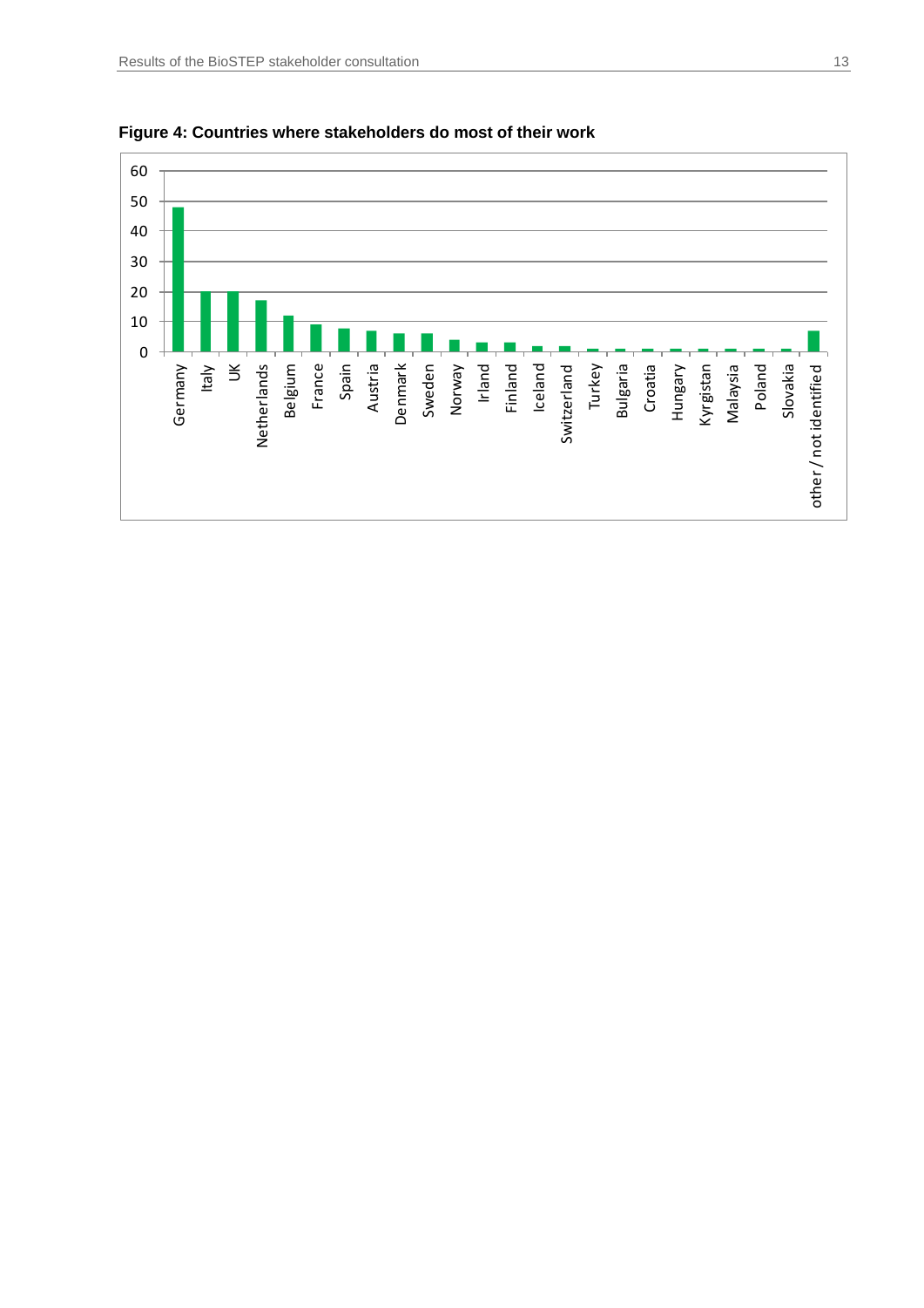**Figure 4: Countries where stakeholders do most of their work**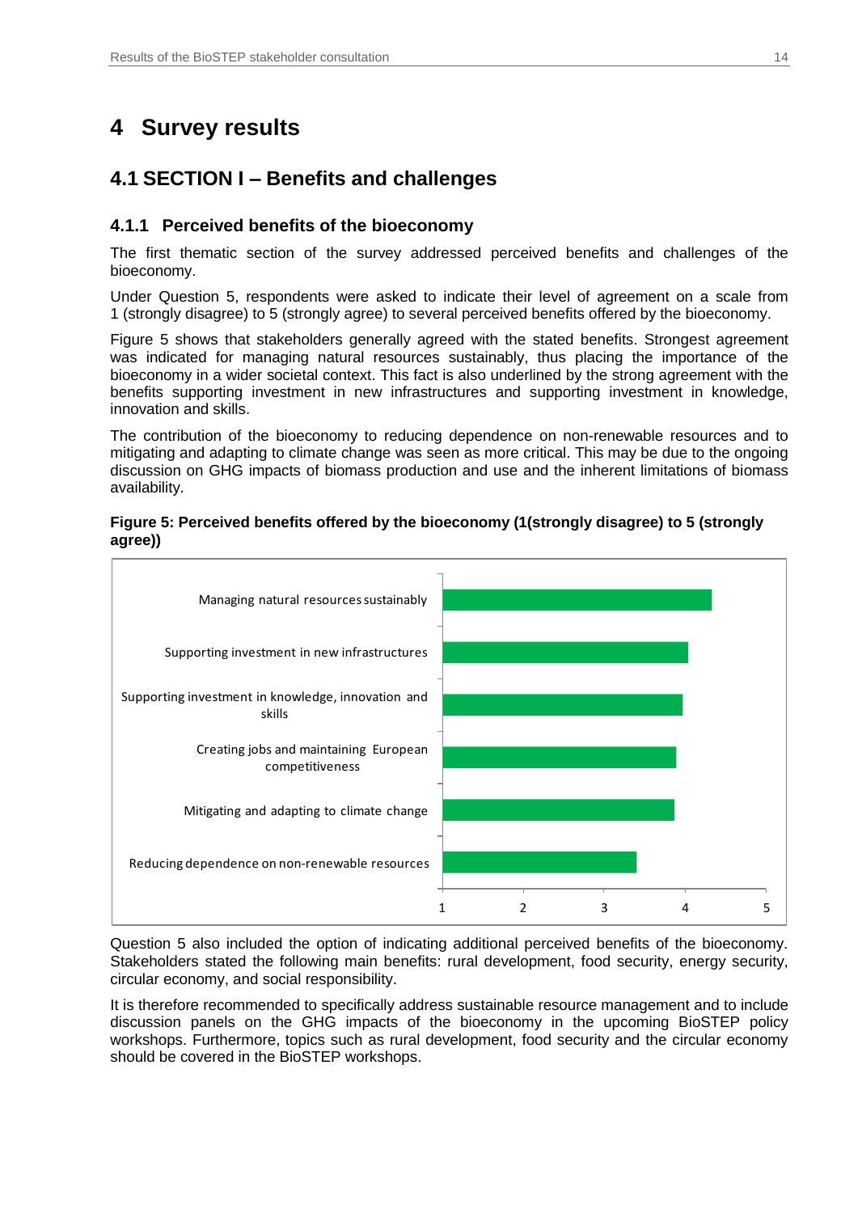# 4 Survey results

## 4.1 SECTION I – Benefits and challenges

### 4.1.1 Perceived benefits of the bioeconomy

The first thematic section of the survey addressed perceived benefits and challenges of the bioeconomy.

Under Question 5, respondents were asked to indicate their level of agreement on a scale from 1 (strongly disagree) to 5 (strongly agree) to several perceived benefits offered by the bioeconomy.

Figure 5 shows that stakeholders generally agreed with the stated benefits. Strongest agreement was indicated for managing natural resources sustainably, thus placing the importance of the bioeconomy in a wider societal context. This fact is also underlined by the strong agreement with the benefits supporting investment in new infrastructures and supporting investment in knowledge, innovation and skills.

The contribution of the bioeconomy to reducing dependence on non-renewable resources and to mitigating and adapting to climate change was seen as more critical. This may be due to the ongoing discussion on GHG impacts of biomass production and use and the inherent limitations of biomass availability.

**Figure 5: Perceived benefits offered by the bioeconomy (1(strongly disagree) to 5 (strongly agree))**

Managing natural resources sustainably

Supporting investment in new infrastructures

Supporting investment in knowledge, innovation and skills

Creating jobs and maintaining European competitiveness

Mitigating and adapting to climate change

Reducing dependence on non-renewable resources

1 2 3 4 5

Question 5 also included the option of indicating additional perceived benefits of the bioeconomy. Stakeholders stated the following main benefits: rural development, food security, energy security, circular economy, and social responsibility.

It is therefore recommended to specifically address sustainable resource management and to include discussion panels on the GHG impacts of the bioeconomy in the upcoming BioSTEP policy workshops. Furthermore, topics such as rural development, food security and the circular economy should be covered in the BioSTEP workshops.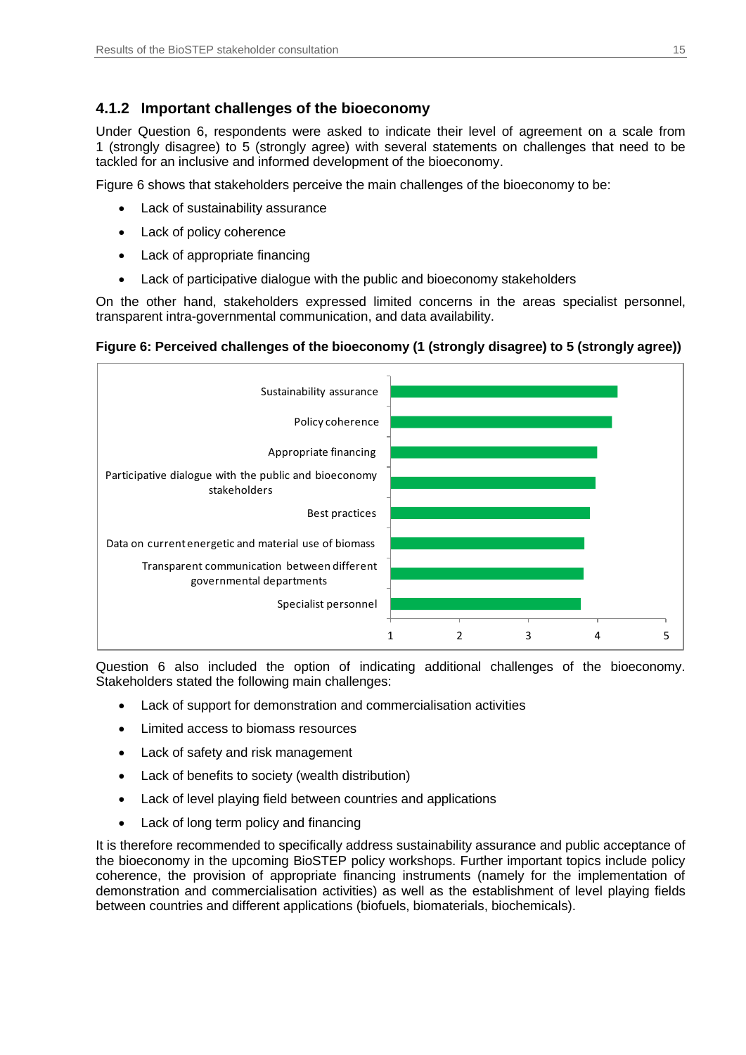### 4.1.2 Important challenges of the bioeconomy

Under Question 6, respondents were asked to indicate their level of agreement on a scale from 1 (strongly disagree) to 5 (strongly agree) with several statements on challenges that need to be tackled for an inclusive and informed development of the bioeconomy.

Figure 6 shows that stakeholders perceive the main challenges of the bioeconomy to be:

- Lack of sustainability assurance
- Lack of policy coherence
- Lack of appropriate financing
- Lack of participative dialogue with the public and bioeconomy stakeholders

On the other hand, stakeholders expressed limited concerns in the areas specialist personnel, transparent intra-governmental communication, and data availability.

**Figure 6: Perceived challenges of the bioeconomy (1 (strongly disagree) to 5 (strongly agree))**

Sustainability assurance

Policy coherence

Appropriate financing

Participative dialogue with the public and bioeconomy stakeholders

Best practices

Data on current energetic and material use of biomass

Transparent communication between different governmental departments

Specialist personnel

1 2 3 4 5

Question 6 also included the option of indicating additional challenges of the bioeconomy. Stakeholders stated the following main challenges:

- Lack of support for demonstration and commercialisation activities
- Limited access to biomass resources
- Lack of safety and risk management
- Lack of benefits to society (wealth distribution)
- Lack of level playing field between countries and applications
- Lack of long term policy and financing

It is therefore recommended to specifically address sustainability assurance and public acceptance of the bioeconomy in the upcoming BioSTEP policy workshops. Further important topics include policy coherence, the provision of appropriate financing instruments (namely for the implementation of demonstration and commercialisation activities) as well as the establishment of level playing fields between countries and different applications (biofuels, biomaterials, biochemicals).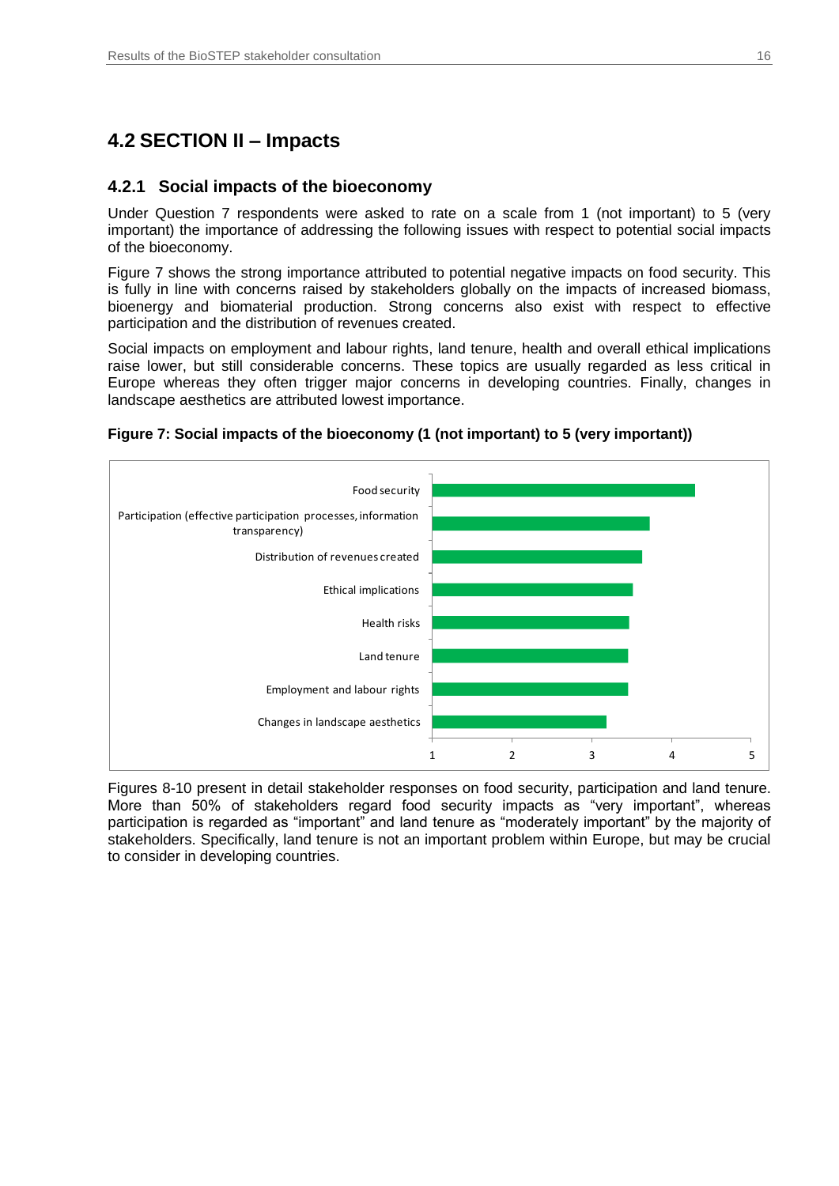## 4.2 SECTION II – Impacts

### 4.2.1 Social impacts of the bioeconomy

Under Question 7 respondents were asked to rate on a scale from 1 (not important) to 5 (very important) the importance of addressing the following issues with respect to potential social impacts of the bioeconomy.

Figure 7 shows the strong importance attributed to potential negative impacts on food security. This is fully in line with concerns raised by stakeholders globally on the impacts of increased biomass, bioenergy and biomaterial production. Strong concerns also exist with respect to effective participation and the distribution of revenues created.

Social impacts on employment and labour rights, land tenure, health and overall ethical implications raise lower, but still considerable concerns. These topics are usually regarded as less critical in Europe whereas they often trigger major concerns in developing countries. Finally, changes in landscape aesthetics are attributed lowest importance.

**Figure 7: Social impacts of the bioeconomy (1 (not important) to 5 (very important))**

Food security

Participation (effective participation processes, information transparency)

Distribution of revenues created

Ethical implications

Health risks

Land tenure

Employment and labour rights

Changes in landscape aesthetics

1 2 3 4 5

Figures 8-10 present in detail stakeholder responses on food security, participation and land tenure. More than 50% of stakeholders regard food security impacts as "very important", whereas participation is regarded as "important" and land tenure as "moderately important" by the majority of stakeholders. Specifically, land tenure is not an important problem within Europe, but may be crucial to consider in developing countries.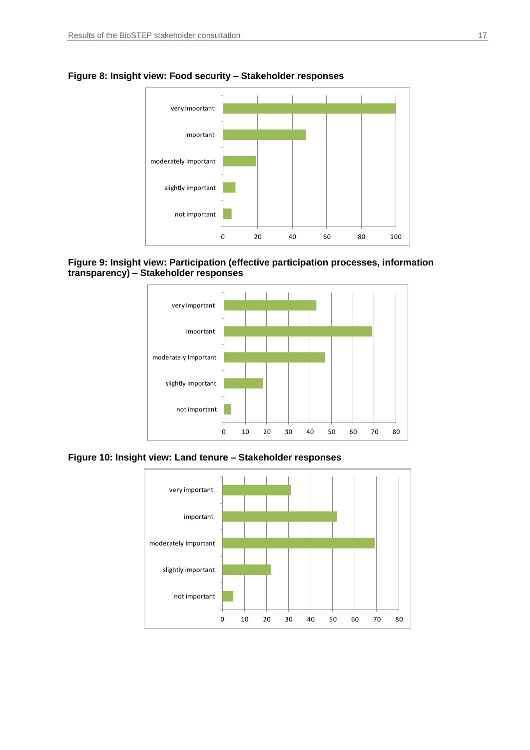**Figure 8: Insight view: Food security – Stakeholder responses**

**Figure 9: Insight view: Participation (effective participation processes, information transparency) – Stakeholder responses**

**Figure 10: Insight view: Land tenure – Stakeholder responses**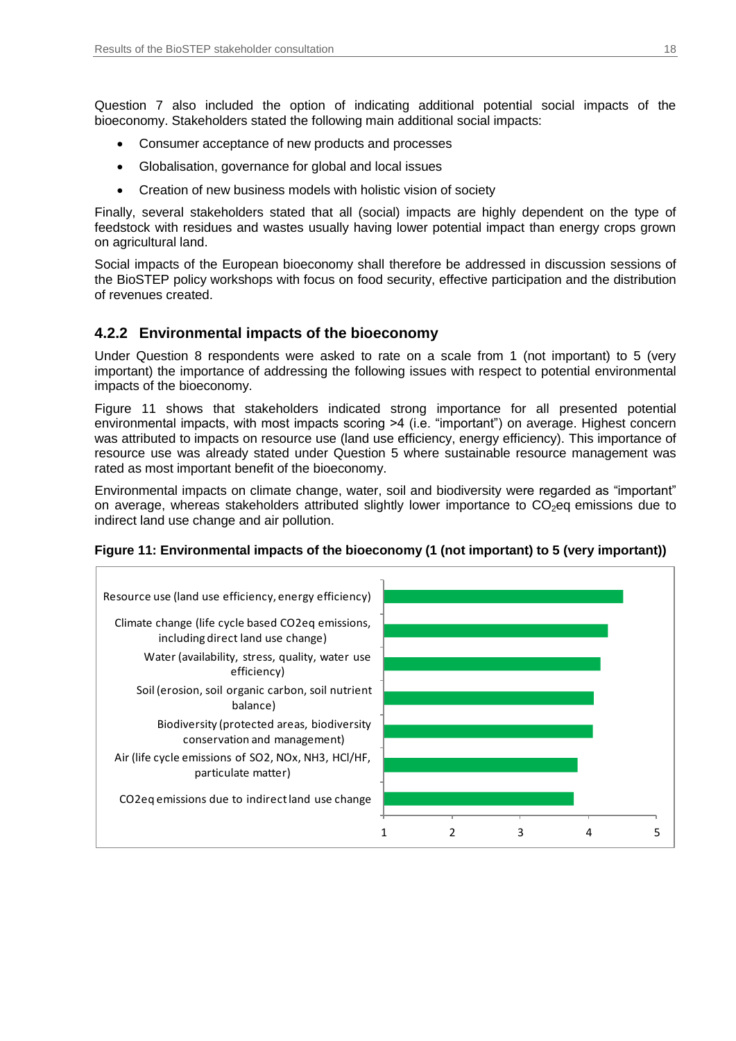Question 7 also included the option of indicating additional potential social impacts of the bioeconomy. Stakeholders stated the following main additional social impacts:

- Consumer acceptance of new products and processes
- Globalisation, governance for global and local issues
- Creation of new business models with holistic vision of society

Finally, several stakeholders stated that all (social) impacts are highly dependent on the type of feedstock with residues and wastes usually having lower potential impact than energy crops grown on agricultural land.

Social impacts of the European bioeconomy shall therefore be addressed in discussion sessions of the BioSTEP policy workshops with focus on food security, effective participation and the distribution of revenues created.

### 4.2.2 Environmental impacts of the bioeconomy

Under Question 8 respondents were asked to rate on a scale from 1 (not important) to 5 (very important) the importance of addressing the following issues with respect to potential environmental impacts of the bioeconomy.

Figure 11 shows that stakeholders indicated strong importance for all presented potential environmental impacts, with most impacts scoring >4 (i.e. "important") on average. Highest concern was attributed to impacts on resource use (land use efficiency, energy efficiency). This importance of resource use was already stated under Question 5 where sustainable resource management was rated as most important benefit of the bioeconomy.

Environmental impacts on climate change, water, soil and biodiversity were regarded as "important" on average, whereas stakeholders attributed slightly lower importance to $CO_2$eq emissions due to indirect land use change and air pollution.

**Figure 11: Environmental impacts of the bioeconomy (1 (not important) to 5 (very important))**

| Issue | Approx. average rating |
|---|---|
| Resource use (land use efficiency, energy efficiency) | ~4.5 |
| Climate change (life cycle based CO2eq emissions, including direct land use change) | ~4.3 |
| Water (availability, stress, quality, water use efficiency) | ~4.2 |
| Soil (erosion, soil organic carbon, soil nutrient balance) | ~4.1 |
| Biodiversity (protected areas, biodiversity conservation and management) | ~4.1 |
| Air (life cycle emissions of SO2, NOx, NH3, HCl/HF, particulate matter) | ~3.8 |
| CO2eq emissions due to indirect land use change | ~3.8 |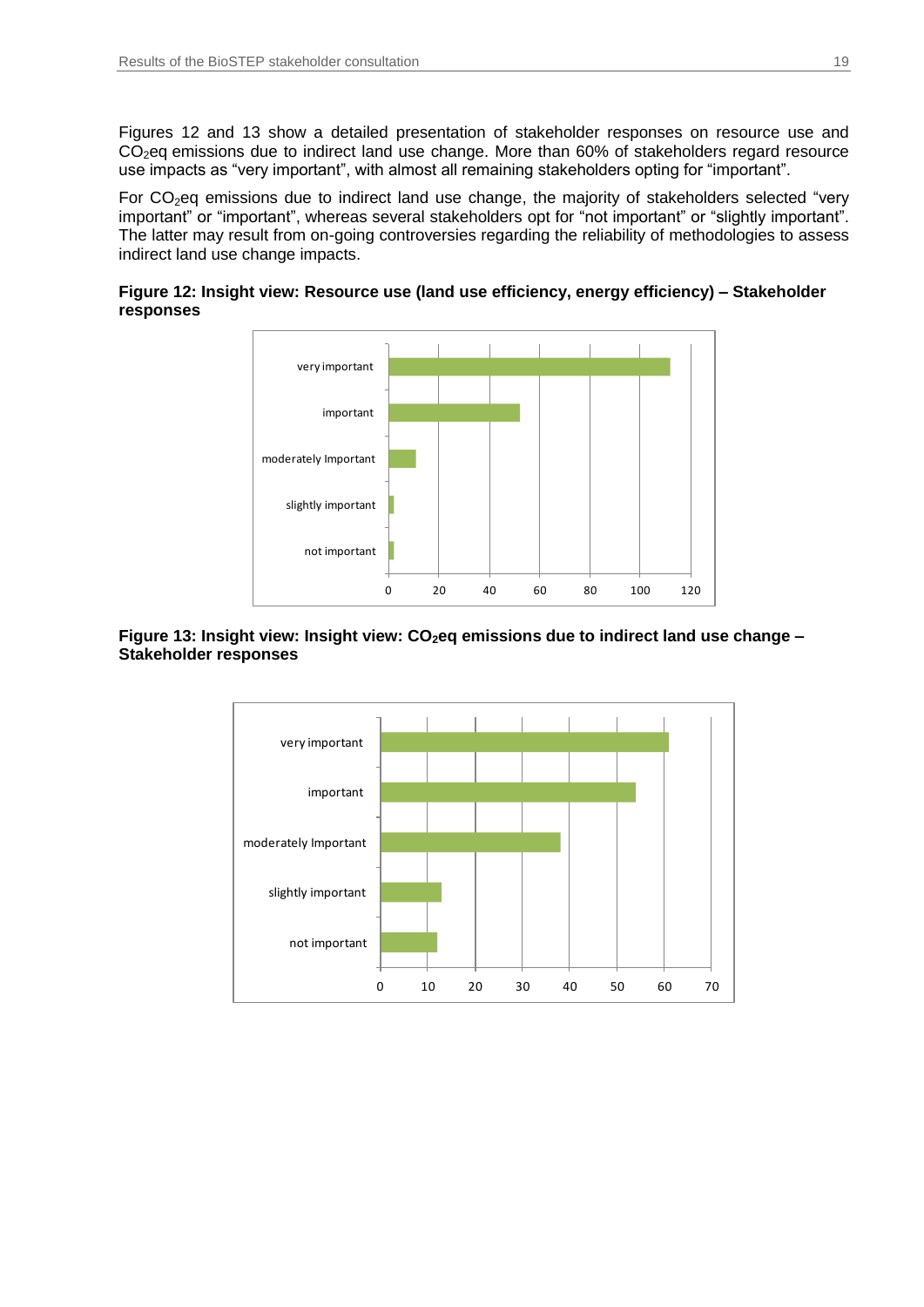Figures 12 and 13 show a detailed presentation of stakeholder responses on resource use and $CO_2$eq emissions due to indirect land use change. More than 60% of stakeholders regard resource use impacts as "very important", with almost all remaining stakeholders opting for "important".

For $CO_2$eq emissions due to indirect land use change, the majority of stakeholders selected "very important" or "important", whereas several stakeholders opt for "not important" or "slightly important". The latter may result from on-going controversies regarding the reliability of methodologies to assess indirect land use change impacts.

**Figure 12: Insight view: Resource use (land use efficiency, energy efficiency) – Stakeholder responses**

**Figure 13: Insight view: Insight view: $CO_2$eq emissions due to indirect land use change – Stakeholder responses**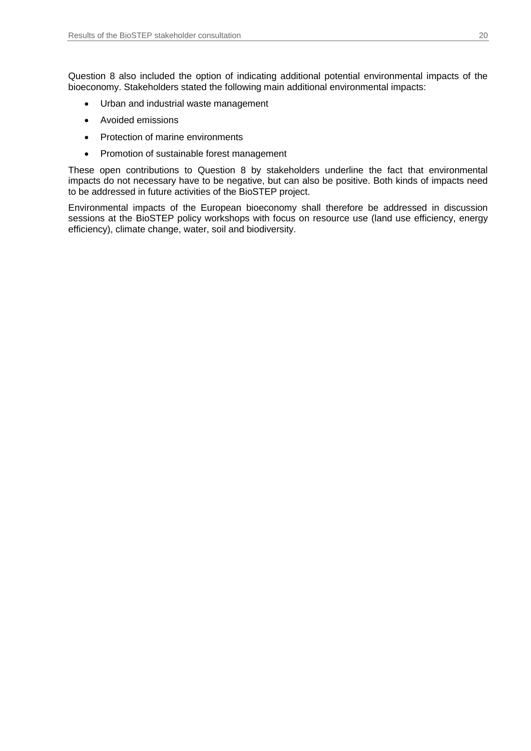Question 8 also included the option of indicating additional potential environmental impacts of the bioeconomy. Stakeholders stated the following main additional environmental impacts:

- Urban and industrial waste management
- Avoided emissions
- Protection of marine environments
- Promotion of sustainable forest management

These open contributions to Question 8 by stakeholders underline the fact that environmental impacts do not necessary have to be negative, but can also be positive. Both kinds of impacts need to be addressed in future activities of the BioSTEP project.

Environmental impacts of the European bioeconomy shall therefore be addressed in discussion sessions at the BioSTEP policy workshops with focus on resource use (land use efficiency, energy efficiency), climate change, water, soil and biodiversity.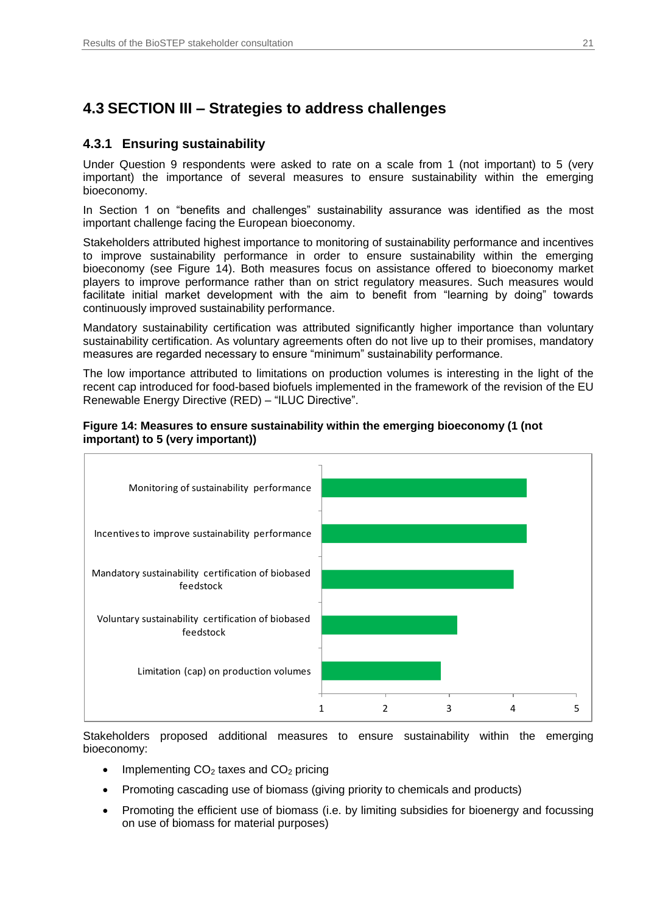## 4.3 SECTION III – Strategies to address challenges

### 4.3.1 Ensuring sustainability

Under Question 9 respondents were asked to rate on a scale from 1 (not important) to 5 (very important) the importance of several measures to ensure sustainability within the emerging bioeconomy.

In Section 1 on "benefits and challenges" sustainability assurance was identified as the most important challenge facing the European bioeconomy.

Stakeholders attributed highest importance to monitoring of sustainability performance and incentives to improve sustainability performance in order to ensure sustainability within the emerging bioeconomy (see Figure 14). Both measures focus on assistance offered to bioeconomy market players to improve performance rather than on strict regulatory measures. Such measures would facilitate initial market development with the aim to benefit from "learning by doing" towards continuously improved sustainability performance.

Mandatory sustainability certification was attributed significantly higher importance than voluntary sustainability certification. As voluntary agreements often do not live up to their promises, mandatory measures are regarded necessary to ensure "minimum" sustainability performance.

The low importance attributed to limitations on production volumes is interesting in the light of the recent cap introduced for food-based biofuels implemented in the framework of the revision of the EU Renewable Energy Directive (RED) – "ILUC Directive".

**Figure 14: Measures to ensure sustainability within the emerging bioeconomy (1 (not important) to 5 (very important))**

Monitoring of sustainability performance

Incentives to improve sustainability performance

Mandatory sustainability certification of biobased feedstock

Voluntary sustainability certification of biobased feedstock

Limitation (cap) on production volumes

1 2 3 4 5

Stakeholders proposed additional measures to ensure sustainability within the emerging bioeconomy:

- Implementing $CO_2$ taxes and $CO_2$ pricing
- Promoting cascading use of biomass (giving priority to chemicals and products)
- Promoting the efficient use of biomass (i.e. by limiting subsidies for bioenergy and focussing on use of biomass for material purposes)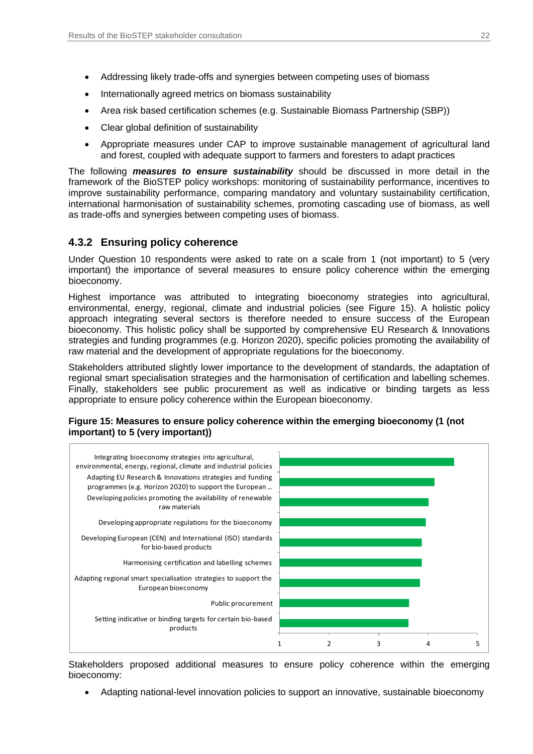- Addressing likely trade-offs and synergies between competing uses of biomass
- Internationally agreed metrics on biomass sustainability
- Area risk based certification schemes (e.g. Sustainable Biomass Partnership (SBP))
- Clear global definition of sustainability
- Appropriate measures under CAP to improve sustainable management of agricultural land and forest, coupled with adequate support to farmers and foresters to adapt practices

The following ***measures to ensure sustainability*** should be discussed in more detail in the framework of the BioSTEP policy workshops: monitoring of sustainability performance, incentives to improve sustainability performance, comparing mandatory and voluntary sustainability certification, international harmonisation of sustainability schemes, promoting cascading use of biomass, as well as trade-offs and synergies between competing uses of biomass.

### 4.3.2 Ensuring policy coherence

Under Question 10 respondents were asked to rate on a scale from 1 (not important) to 5 (very important) the importance of several measures to ensure policy coherence within the emerging bioeconomy.

Highest importance was attributed to integrating bioeconomy strategies into agricultural, environmental, energy, regional, climate and industrial policies (see Figure 15). A holistic policy approach integrating several sectors is therefore needed to ensure success of the European bioeconomy. This holistic policy shall be supported by comprehensive EU Research & Innovations strategies and funding programmes (e.g. Horizon 2020), specific policies promoting the availability of raw material and the development of appropriate regulations for the bioeconomy.

Stakeholders attributed slightly lower importance to the development of standards, the adaptation of regional smart specialisation strategies and the harmonisation of certification and labelling schemes. Finally, stakeholders see public procurement as well as indicative or binding targets as less appropriate to ensure policy coherence within the European bioeconomy.

**Figure 15: Measures to ensure policy coherence within the emerging bioeconomy (1 (not important) to 5 (very important))**

| Measure | Approx. rating |
|---|---|
| Integrating bioeconomy strategies into agricultural, environmental, energy, regional, climate and industrial policies | ~4.5 |
| Adapting EU Research & Innovations strategies and funding programmes (e.g. Horizon 2020) to support the European ... | ~4.1 |
| Developing policies promoting the availability of renewable raw materials | ~4.0 |
| Developing appropriate regulations for the bioeconomy | ~3.95 |
| Developing European (CEN) and International (ISO) standards for bio-based products | ~3.9 |
| Harmonising certification and labelling schemes | ~3.9 |
| Adapting regional smart specialisation strategies to support the European bioeconomy | ~3.8 |
| Public procurement | ~3.6 |
| Setting indicative or binding targets for certain bio-based products | ~3.6 |

Stakeholders proposed additional measures to ensure policy coherence within the emerging bioeconomy:

- Adapting national-level innovation policies to support an innovative, sustainable bioeconomy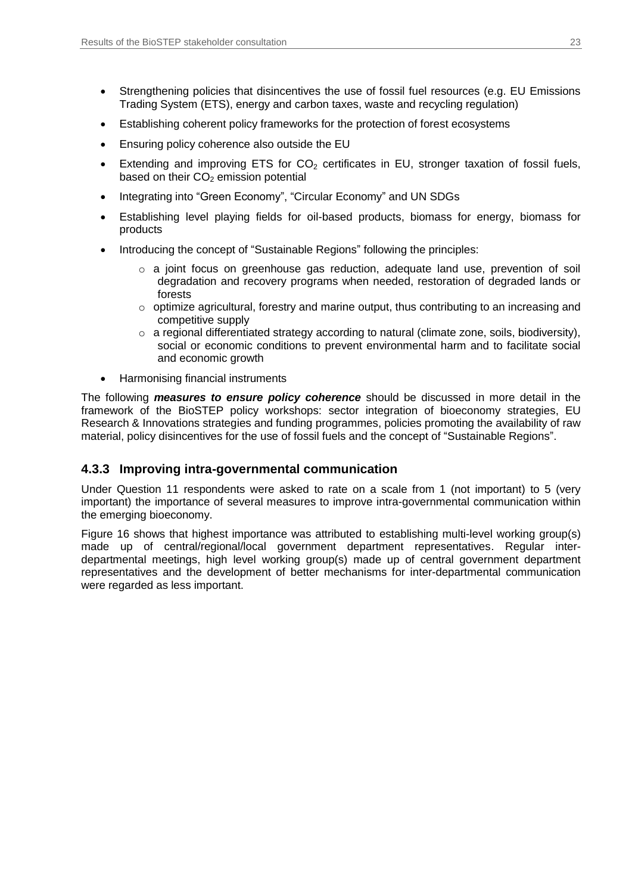- Strengthening policies that disincentives the use of fossil fuel resources (e.g. EU Emissions Trading System (ETS), energy and carbon taxes, waste and recycling regulation)
- Establishing coherent policy frameworks for the protection of forest ecosystems
- Ensuring policy coherence also outside the EU
- Extending and improving ETS for $CO_2$ certificates in EU, stronger taxation of fossil fuels, based on their $CO_2$ emission potential
- Integrating into "Green Economy", "Circular Economy" and UN SDGs
- Establishing level playing fields for oil-based products, biomass for energy, biomass for products
- Introducing the concept of "Sustainable Regions" following the principles:
    - a joint focus on greenhouse gas reduction, adequate land use, prevention of soil degradation and recovery programs when needed, restoration of degraded lands or forests
    - optimize agricultural, forestry and marine output, thus contributing to an increasing and competitive supply
    - a regional differentiated strategy according to natural (climate zone, soils, biodiversity), social or economic conditions to prevent environmental harm and to facilitate social and economic growth
- Harmonising financial instruments

The following ***measures to ensure policy coherence*** should be discussed in more detail in the framework of the BioSTEP policy workshops: sector integration of bioeconomy strategies, EU Research & Innovations strategies and funding programmes, policies promoting the availability of raw material, policy disincentives for the use of fossil fuels and the concept of "Sustainable Regions".

### 4.3.3 Improving intra-governmental communication

Under Question 11 respondents were asked to rate on a scale from 1 (not important) to 5 (very important) the importance of several measures to improve intra-governmental communication within the emerging bioeconomy.

Figure 16 shows that highest importance was attributed to establishing multi-level working group(s) made up of central/regional/local government department representatives. Regular inter-departmental meetings, high level working group(s) made up of central government department representatives and the development of better mechanisms for inter-departmental communication were regarded as less important.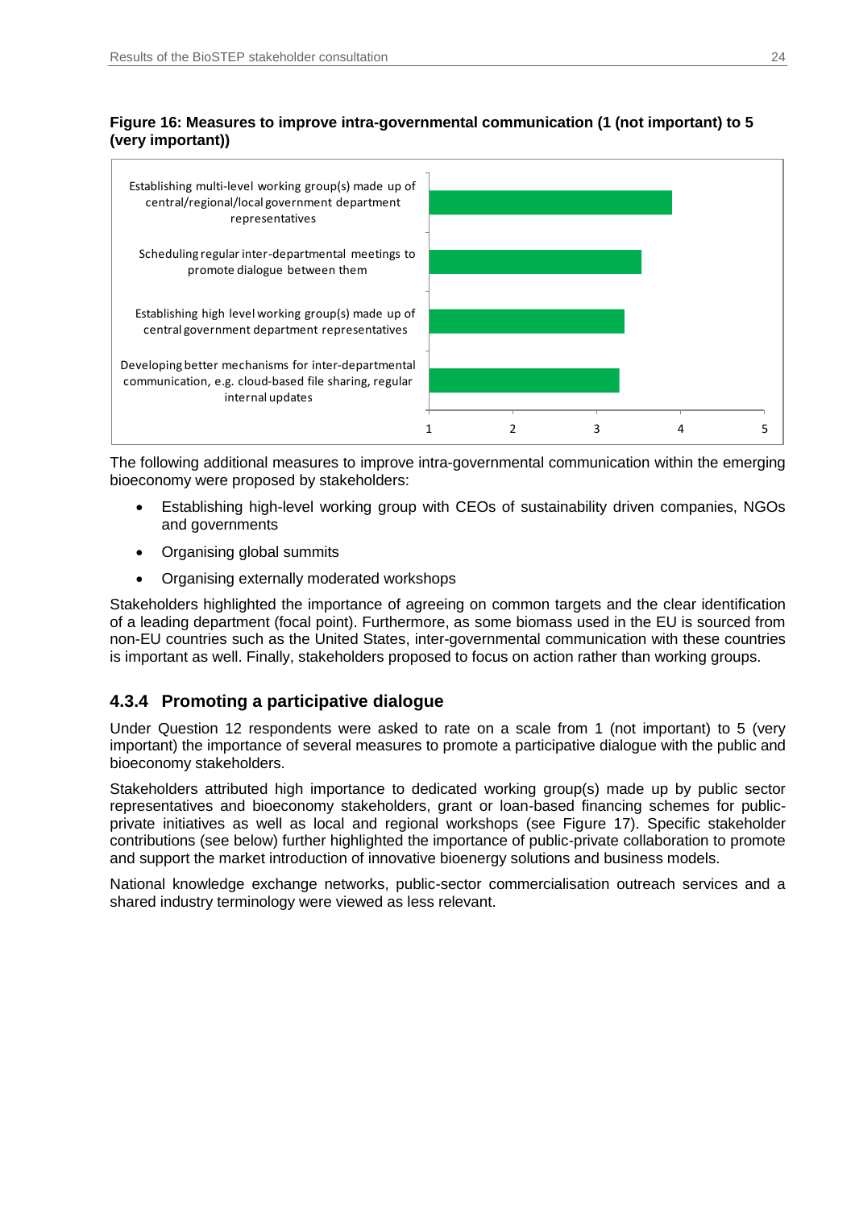**Figure 16: Measures to improve intra-governmental communication (1 (not important) to 5 (very important))**

| Measure | Rating (approx.) |
|---|---|
| Establishing multi-level working group(s) made up of central/regional/local government department representatives | ~3.9 |
| Scheduling regular inter-departmental meetings to promote dialogue between them | ~3.5 |
| Establishing high level working group(s) made up of central government department representatives | ~3.3 |
| Developing better mechanisms for inter-departmental communication, e.g. cloud-based file sharing, regular internal updates | ~3.3 |

The following additional measures to improve intra-governmental communication within the emerging bioeconomy were proposed by stakeholders:

- Establishing high-level working group with CEOs of sustainability driven companies, NGOs and governments
- Organising global summits
- Organising externally moderated workshops

Stakeholders highlighted the importance of agreeing on common targets and the clear identification of a leading department (focal point). Furthermore, as some biomass used in the EU is sourced from non-EU countries such as the United States, inter-governmental communication with these countries is important as well. Finally, stakeholders proposed to focus on action rather than working groups.

### 4.3.4 Promoting a participative dialogue

Under Question 12 respondents were asked to rate on a scale from 1 (not important) to 5 (very important) the importance of several measures to promote a participative dialogue with the public and bioeconomy stakeholders.

Stakeholders attributed high importance to dedicated working group(s) made up by public sector representatives and bioeconomy stakeholders, grant or loan-based financing schemes for public-private initiatives as well as local and regional workshops (see Figure 17). Specific stakeholder contributions (see below) further highlighted the importance of public-private collaboration to promote and support the market introduction of innovative bioenergy solutions and business models.

National knowledge exchange networks, public-sector commercialisation outreach services and a shared industry terminology were viewed as less relevant.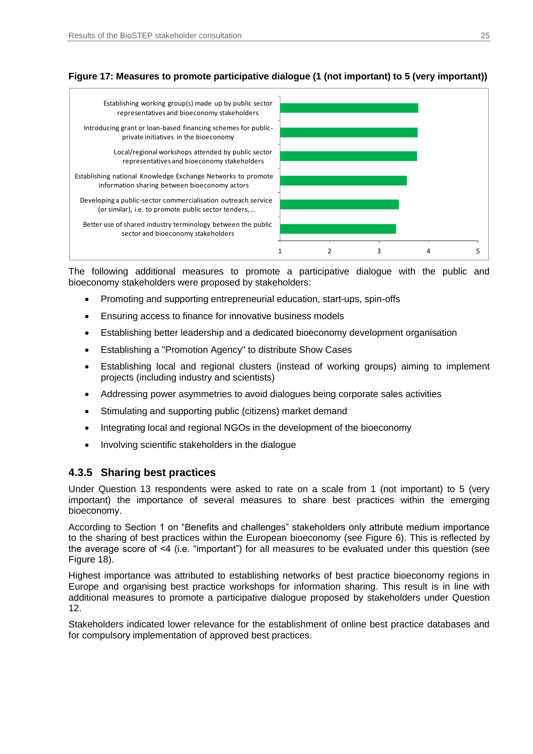**Figure 17: Measures to promote participative dialogue (1 (not important) to 5 (very important))**

| Measure | Score (1–5) |
|---|---|
| Establishing working group(s) made up by public sector representatives and bioeconomy stakeholders | ~3.8 |
| Introducing grant or loan-based financing schemes for public-private initiatives in the bioeconomy | ~3.8 |
| Local/regional workshops attended by public sector representatives and bioeconomy stakeholders | ~3.8 |
| Establishing national Knowledge Exchange Networks to promote information sharing between bioeconomy actors | ~3.6 |
| Developing a public-sector commercialisation outreach service (or similar), i.e. to promote public sector tenders,... | ~3.4 |
| Better use of shared industry terminology between the public sector and bioeconomy stakeholders | ~3.3 |

The following additional measures to promote a participative dialogue with the public and bioeconomy stakeholders were proposed by stakeholders:

- Promoting and supporting entrepreneurial education, start-ups, spin-offs
- Ensuring access to finance for innovative business models
- Establishing better leadership and a dedicated bioeconomy development organisation
- Establishing a "Promotion Agency" to distribute Show Cases
- Establishing local and regional clusters (instead of working groups) aiming to implement projects (including industry and scientists)
- Addressing power asymmetries to avoid dialogues being corporate sales activities
- Stimulating and supporting public (citizens) market demand
- Integrating local and regional NGOs in the development of the bioeconomy
- Involving scientific stakeholders in the dialogue

### 4.3.5 Sharing best practices

Under Question 13 respondents were asked to rate on a scale from 1 (not important) to 5 (very important) the importance of several measures to share best practices within the emerging bioeconomy.

According to Section 1 on "Benefits and challenges" stakeholders only attribute medium importance to the sharing of best practices within the European bioeconomy (see Figure 6). This is reflected by the average score of <4 (i.e. "important") for all measures to be evaluated under this question (see Figure 18).

Highest importance was attributed to establishing networks of best practice bioeconomy regions in Europe and organising best practice workshops for information sharing. This result is in line with additional measures to promote a participative dialogue proposed by stakeholders under Question 12.

Stakeholders indicated lower relevance for the establishment of online best practice databases and for compulsory implementation of approved best practices.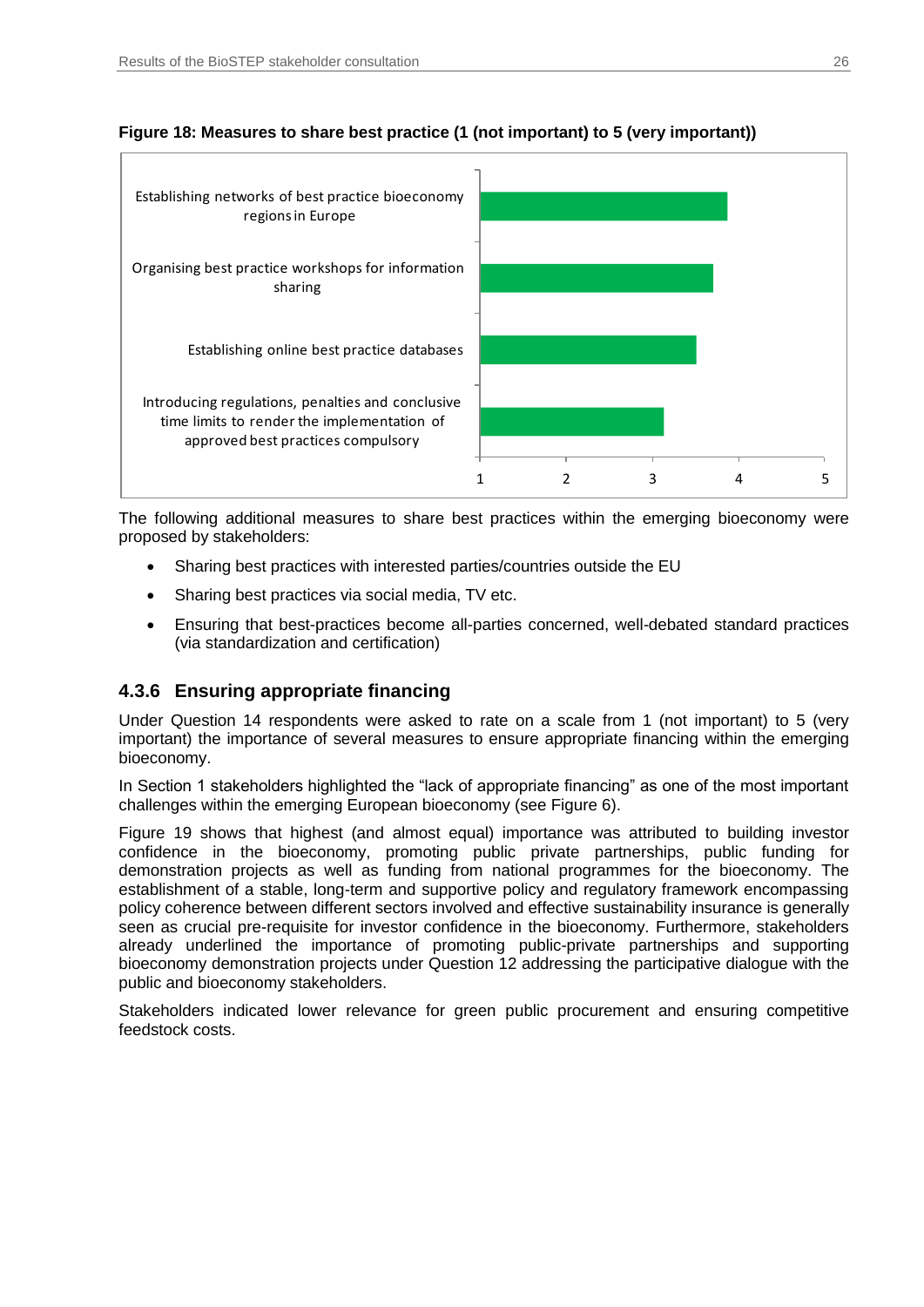**Figure 18: Measures to share best practice (1 (not important) to 5 (very important))**

| Measure | Approx. rating |
|---|---|
| Establishing networks of best practice bioeconomy regions in Europe | 3.9 |
| Organising best practice workshops for information sharing | 3.7 |
| Establishing online best practice databases | 3.5 |
| Introducing regulations, penalties and conclusive time limits to render the implementation of approved best practices compulsory | 3.1 |

The following additional measures to share best practices within the emerging bioeconomy were proposed by stakeholders:

- Sharing best practices with interested parties/countries outside the EU
- Sharing best practices via social media, TV etc.
- Ensuring that best-practices become all-parties concerned, well-debated standard practices (via standardization and certification)

### 4.3.6 Ensuring appropriate financing

Under Question 14 respondents were asked to rate on a scale from 1 (not important) to 5 (very important) the importance of several measures to ensure appropriate financing within the emerging bioeconomy.

In Section 1 stakeholders highlighted the "lack of appropriate financing" as one of the most important challenges within the emerging European bioeconomy (see Figure 6).

Figure 19 shows that highest (and almost equal) importance was attributed to building investor confidence in the bioeconomy, promoting public private partnerships, public funding for demonstration projects as well as funding from national programmes for the bioeconomy. The establishment of a stable, long-term and supportive policy and regulatory framework encompassing policy coherence between different sectors involved and effective sustainability insurance is generally seen as crucial pre-requisite for investor confidence in the bioeconomy. Furthermore, stakeholders already underlined the importance of promoting public-private partnerships and supporting bioeconomy demonstration projects under Question 12 addressing the participative dialogue with the public and bioeconomy stakeholders.

Stakeholders indicated lower relevance for green public procurement and ensuring competitive feedstock costs.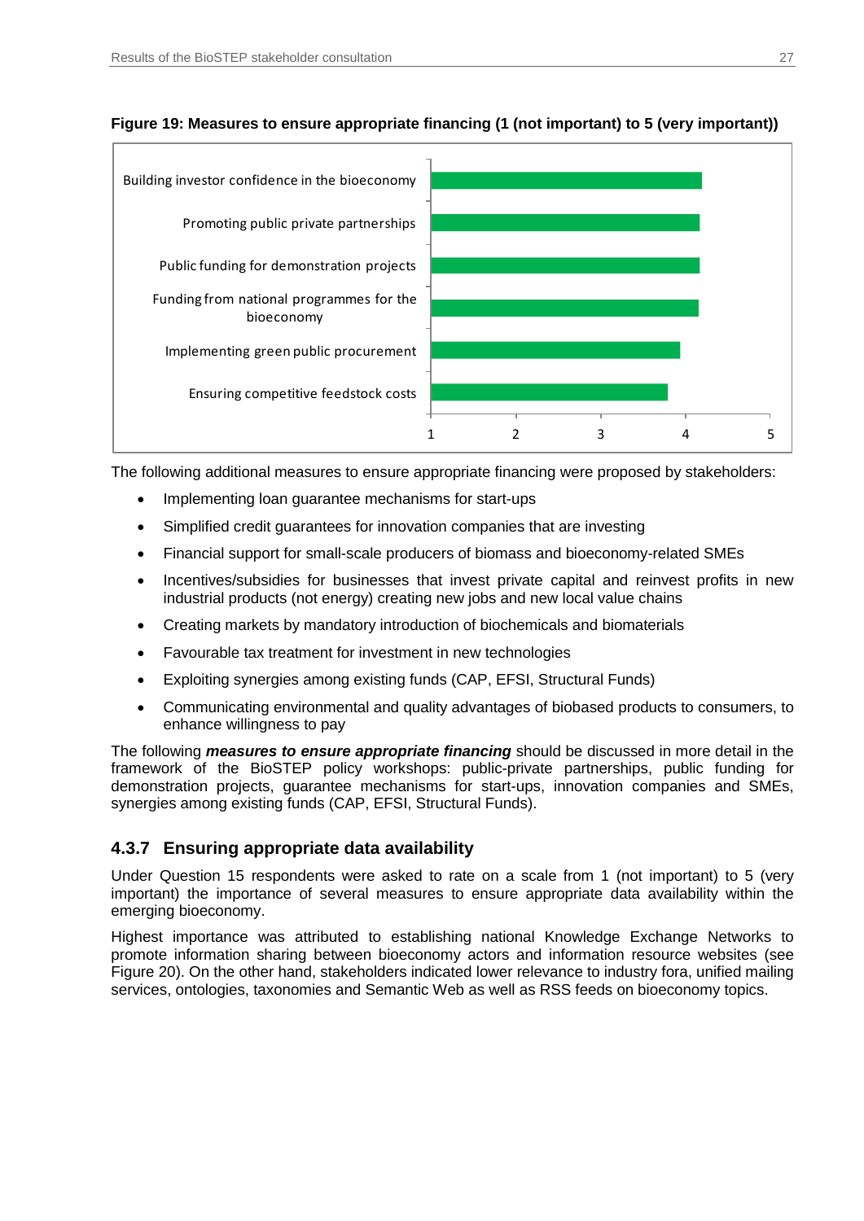**Figure 19: Measures to ensure appropriate financing (1 (not important) to 5 (very important))**

| Measure | Approx. rating |
|---|---|
| Building investor confidence in the bioeconomy | ~4.2 |
| Promoting public private partnerships | ~4.2 |
| Public funding for demonstration projects | ~4.2 |
| Funding from national programmes for the bioeconomy | ~4.2 |
| Implementing green public procurement | ~3.9 |
| Ensuring competitive feedstock costs | ~3.8 |

The following additional measures to ensure appropriate financing were proposed by stakeholders:

- Implementing loan guarantee mechanisms for start-ups
- Simplified credit guarantees for innovation companies that are investing
- Financial support for small-scale producers of biomass and bioeconomy-related SMEs
- Incentives/subsidies for businesses that invest private capital and reinvest profits in new industrial products (not energy) creating new jobs and new local value chains
- Creating markets by mandatory introduction of biochemicals and biomaterials
- Favourable tax treatment for investment in new technologies
- Exploiting synergies among existing funds (CAP, EFSI, Structural Funds)
- Communicating environmental and quality advantages of biobased products to consumers, to enhance willingness to pay

The following ***measures to ensure appropriate financing*** should be discussed in more detail in the framework of the BioSTEP policy workshops: public-private partnerships, public funding for demonstration projects, guarantee mechanisms for start-ups, innovation companies and SMEs, synergies among existing funds (CAP, EFSI, Structural Funds).

### 4.3.7 Ensuring appropriate data availability

Under Question 15 respondents were asked to rate on a scale from 1 (not important) to 5 (very important) the importance of several measures to ensure appropriate data availability within the emerging bioeconomy.

Highest importance was attributed to establishing national Knowledge Exchange Networks to promote information sharing between bioeconomy actors and information resource websites (see Figure 20). On the other hand, stakeholders indicated lower relevance to industry fora, unified mailing services, ontologies, taxonomies and Semantic Web as well as RSS feeds on bioeconomy topics.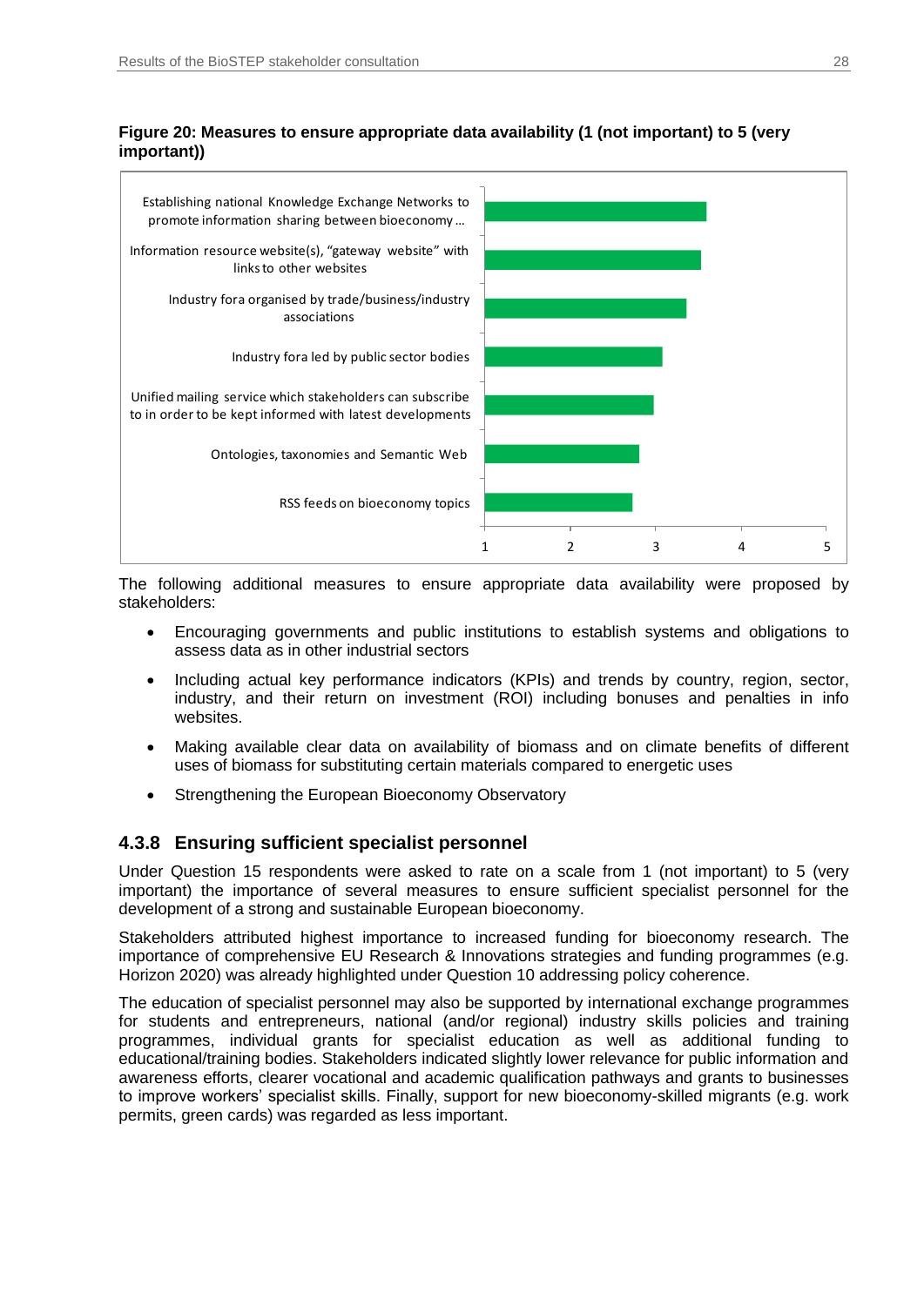**Figure 20: Measures to ensure appropriate data availability (1 (not important) to 5 (very important))**

| Measure | Rating (approx.) |
|---|---|
| Establishing national Knowledge Exchange Networks to promote information sharing between bioeconomy ... | 3.6 |
| Information resource website(s), "gateway website" with links to other websites | 3.5 |
| Industry fora organised by trade/business/industry associations | 3.4 |
| Industry fora led by public sector bodies | 3.1 |
| Unified mailing service which stakeholders can subscribe to in order to be kept informed with latest developments | 3.0 |
| Ontologies, taxonomies and Semantic Web | 2.8 |
| RSS feeds on bioeconomy topics | 2.7 |

The following additional measures to ensure appropriate data availability were proposed by stakeholders:

- Encouraging governments and public institutions to establish systems and obligations to assess data as in other industrial sectors
- Including actual key performance indicators (KPIs) and trends by country, region, sector, industry, and their return on investment (ROI) including bonuses and penalties in info websites.
- Making available clear data on availability of biomass and on climate benefits of different uses of biomass for substituting certain materials compared to energetic uses
- Strengthening the European Bioeconomy Observatory

### 4.3.8 Ensuring sufficient specialist personnel

Under Question 15 respondents were asked to rate on a scale from 1 (not important) to 5 (very important) the importance of several measures to ensure sufficient specialist personnel for the development of a strong and sustainable European bioeconomy.

Stakeholders attributed highest importance to increased funding for bioeconomy research. The importance of comprehensive EU Research & Innovations strategies and funding programmes (e.g. Horizon 2020) was already highlighted under Question 10 addressing policy coherence.

The education of specialist personnel may also be supported by international exchange programmes for students and entrepreneurs, national (and/or regional) industry skills policies and training programmes, individual grants for specialist education as well as additional funding to educational/training bodies. Stakeholders indicated slightly lower relevance for public information and awareness efforts, clearer vocational and academic qualification pathways and grants to businesses to improve workers' specialist skills. Finally, support for new bioeconomy-skilled migrants (e.g. work permits, green cards) was regarded as less important.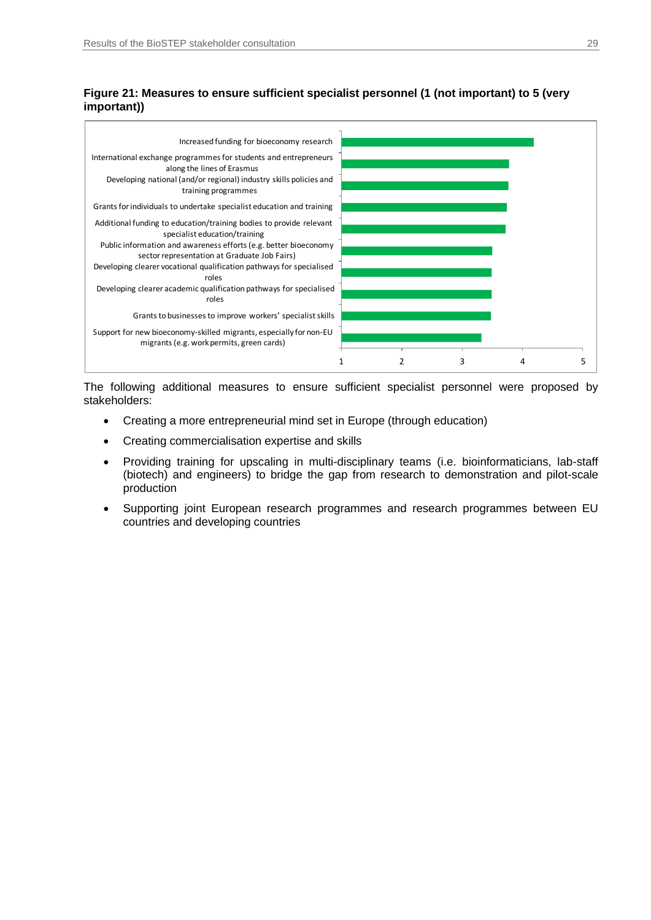**Figure 21: Measures to ensure sufficient specialist personnel (1 (not important) to 5 (very important))**

| Measure | Approx. score |
|---|---|
| Increased funding for bioeconomy research | ~4.2 |
| International exchange programmes for students and entrepreneurs along the lines of Erasmus | ~3.8 |
| Developing national (and/or regional) industry skills policies and training programmes | ~3.8 |
| Grants for individuals to undertake specialist education and training | ~3.7 |
| Additional funding to education/training bodies to provide relevant specialist education/training | ~3.7 |
| Public information and awareness efforts (e.g. better bioeconomy sector representation at Graduate Job Fairs) | ~3.5 |
| Developing clearer vocational qualification pathways for specialised roles | ~3.5 |
| Developing clearer academic qualification pathways for specialised roles | ~3.5 |
| Grants to businesses to improve workers' specialist skills | ~3.5 |
| Support for new bioeconomy-skilled migrants, especially for non-EU migrants (e.g. work permits, green cards) | ~3.3 |

The following additional measures to ensure sufficient specialist personnel were proposed by stakeholders:

- Creating a more entrepreneurial mind set in Europe (through education)
- Creating commercialisation expertise and skills
- Providing training for upscaling in multi-disciplinary teams (i.e. bioinformaticians, lab-staff (biotech) and engineers) to bridge the gap from research to demonstration and pilot-scale production
- Supporting joint European research programmes and research programmes between EU countries and developing countries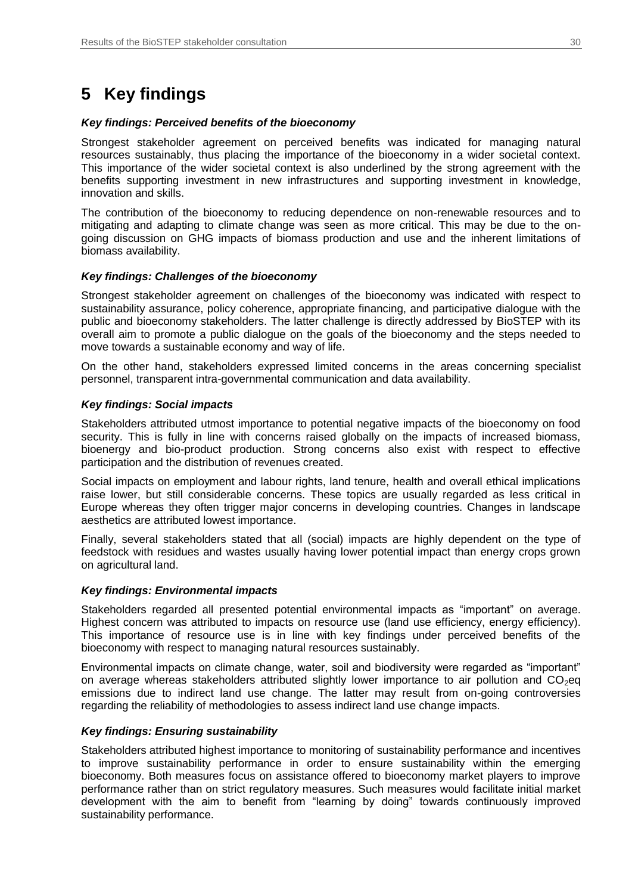# 5 Key findings

***Key findings: Perceived benefits of the bioeconomy***

Strongest stakeholder agreement on perceived benefits was indicated for managing natural resources sustainably, thus placing the importance of the bioeconomy in a wider societal context. This importance of the wider societal context is also underlined by the strong agreement with the benefits supporting investment in new infrastructures and supporting investment in knowledge, innovation and skills.

The contribution of the bioeconomy to reducing dependence on non-renewable resources and to mitigating and adapting to climate change was seen as more critical. This may be due to the on-going discussion on GHG impacts of biomass production and use and the inherent limitations of biomass availability.

***Key findings: Challenges of the bioeconomy***

Strongest stakeholder agreement on challenges of the bioeconomy was indicated with respect to sustainability assurance, policy coherence, appropriate financing, and participative dialogue with the public and bioeconomy stakeholders. The latter challenge is directly addressed by BioSTEP with its overall aim to promote a public dialogue on the goals of the bioeconomy and the steps needed to move towards a sustainable economy and way of life.

On the other hand, stakeholders expressed limited concerns in the areas concerning specialist personnel, transparent intra-governmental communication and data availability.

***Key findings: Social impacts***

Stakeholders attributed utmost importance to potential negative impacts of the bioeconomy on food security. This is fully in line with concerns raised globally on the impacts of increased biomass, bioenergy and bio-product production. Strong concerns also exist with respect to effective participation and the distribution of revenues created.

Social impacts on employment and labour rights, land tenure, health and overall ethical implications raise lower, but still considerable concerns. These topics are usually regarded as less critical in Europe whereas they often trigger major concerns in developing countries. Changes in landscape aesthetics are attributed lowest importance.

Finally, several stakeholders stated that all (social) impacts are highly dependent on the type of feedstock with residues and wastes usually having lower potential impact than energy crops grown on agricultural land.

***Key findings: Environmental impacts***

Stakeholders regarded all presented potential environmental impacts as "important" on average. Highest concern was attributed to impacts on resource use (land use efficiency, energy efficiency). This importance of resource use is in line with key findings under perceived benefits of the bioeconomy with respect to managing natural resources sustainably.

Environmental impacts on climate change, water, soil and biodiversity were regarded as "important" on average whereas stakeholders attributed slightly lower importance to air pollution and $CO_2$eq emissions due to indirect land use change. The latter may result from on-going controversies regarding the reliability of methodologies to assess indirect land use change impacts.

***Key findings: Ensuring sustainability***

Stakeholders attributed highest importance to monitoring of sustainability performance and incentives to improve sustainability performance in order to ensure sustainability within the emerging bioeconomy. Both measures focus on assistance offered to bioeconomy market players to improve performance rather than on strict regulatory measures. Such measures would facilitate initial market development with the aim to benefit from "learning by doing" towards continuously improved sustainability performance.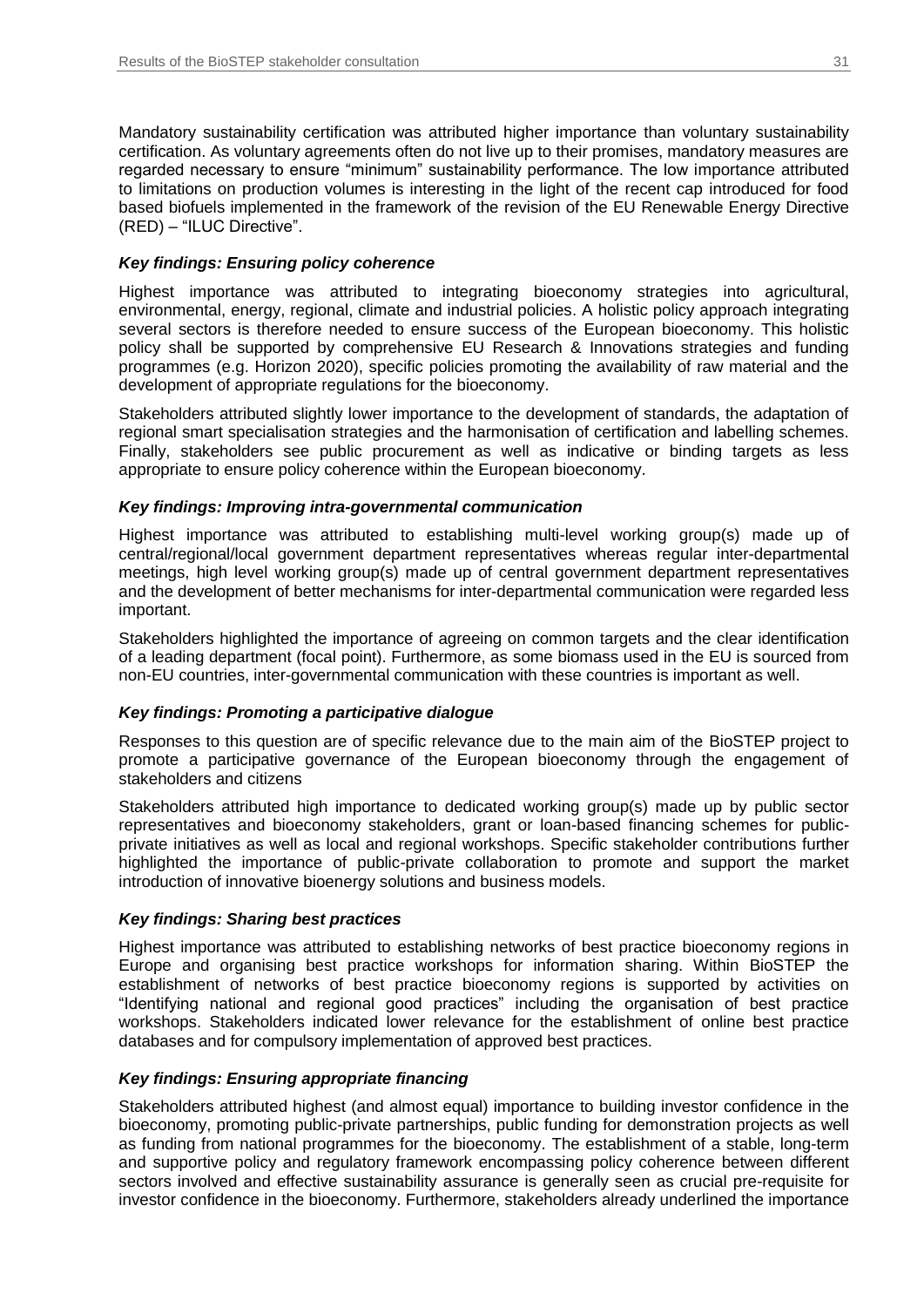Mandatory sustainability certification was attributed higher importance than voluntary sustainability certification. As voluntary agreements often do not live up to their promises, mandatory measures are regarded necessary to ensure "minimum" sustainability performance. The low importance attributed to limitations on production volumes is interesting in the light of the recent cap introduced for food based biofuels implemented in the framework of the revision of the EU Renewable Energy Directive (RED) – "ILUC Directive".

***Key findings: Ensuring policy coherence***

Highest importance was attributed to integrating bioeconomy strategies into agricultural, environmental, energy, regional, climate and industrial policies. A holistic policy approach integrating several sectors is therefore needed to ensure success of the European bioeconomy. This holistic policy shall be supported by comprehensive EU Research & Innovations strategies and funding programmes (e.g. Horizon 2020), specific policies promoting the availability of raw material and the development of appropriate regulations for the bioeconomy.

Stakeholders attributed slightly lower importance to the development of standards, the adaptation of regional smart specialisation strategies and the harmonisation of certification and labelling schemes. Finally, stakeholders see public procurement as well as indicative or binding targets as less appropriate to ensure policy coherence within the European bioeconomy.

***Key findings: Improving intra-governmental communication***

Highest importance was attributed to establishing multi-level working group(s) made up of central/regional/local government department representatives whereas regular inter-departmental meetings, high level working group(s) made up of central government department representatives and the development of better mechanisms for inter-departmental communication were regarded less important.

Stakeholders highlighted the importance of agreeing on common targets and the clear identification of a leading department (focal point). Furthermore, as some biomass used in the EU is sourced from non-EU countries, inter-governmental communication with these countries is important as well.

***Key findings: Promoting a participative dialogue***

Responses to this question are of specific relevance due to the main aim of the BioSTEP project to promote a participative governance of the European bioeconomy through the engagement of stakeholders and citizens

Stakeholders attributed high importance to dedicated working group(s) made up by public sector representatives and bioeconomy stakeholders, grant or loan-based financing schemes for public-private initiatives as well as local and regional workshops. Specific stakeholder contributions further highlighted the importance of public-private collaboration to promote and support the market introduction of innovative bioenergy solutions and business models.

***Key findings: Sharing best practices***

Highest importance was attributed to establishing networks of best practice bioeconomy regions in Europe and organising best practice workshops for information sharing. Within BioSTEP the establishment of networks of best practice bioeconomy regions is supported by activities on "Identifying national and regional good practices" including the organisation of best practice workshops. Stakeholders indicated lower relevance for the establishment of online best practice databases and for compulsory implementation of approved best practices.

***Key findings: Ensuring appropriate financing***

Stakeholders attributed highest (and almost equal) importance to building investor confidence in the bioeconomy, promoting public-private partnerships, public funding for demonstration projects as well as funding from national programmes for the bioeconomy. The establishment of a stable, long-term and supportive policy and regulatory framework encompassing policy coherence between different sectors involved and effective sustainability assurance is generally seen as crucial pre-requisite for investor confidence in the bioeconomy. Furthermore, stakeholders already underlined the importance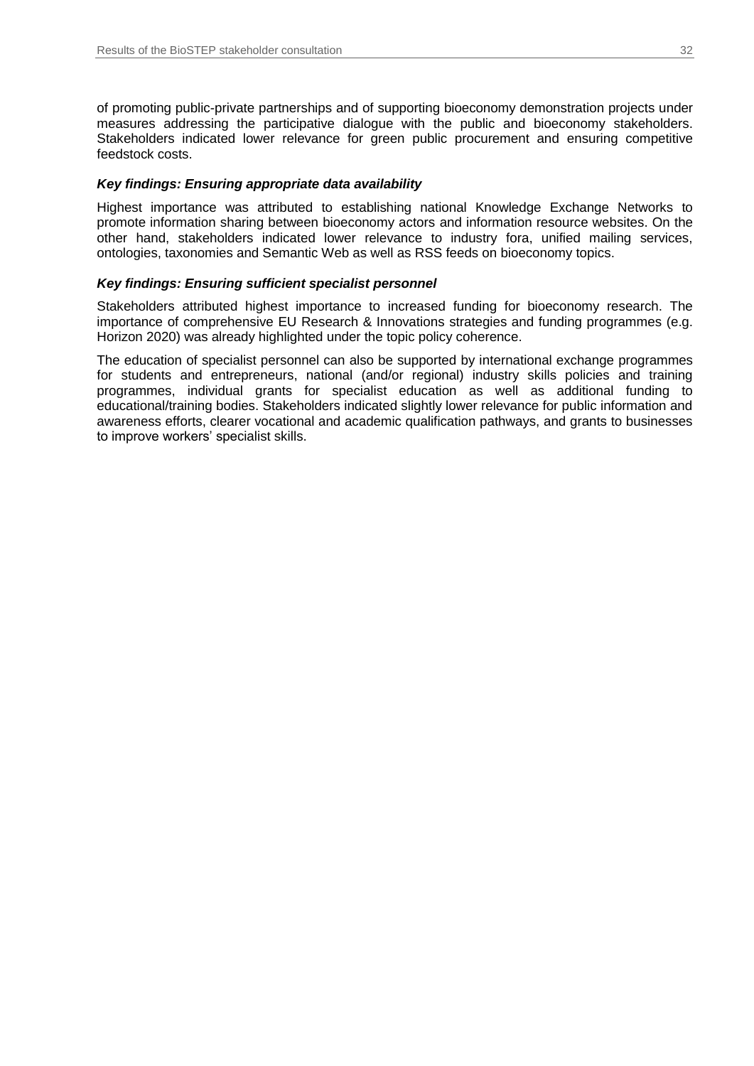of promoting public-private partnerships and of supporting bioeconomy demonstration projects under measures addressing the participative dialogue with the public and bioeconomy stakeholders. Stakeholders indicated lower relevance for green public procurement and ensuring competitive feedstock costs.

***Key findings: Ensuring appropriate data availability***

Highest importance was attributed to establishing national Knowledge Exchange Networks to promote information sharing between bioeconomy actors and information resource websites. On the other hand, stakeholders indicated lower relevance to industry fora, unified mailing services, ontologies, taxonomies and Semantic Web as well as RSS feeds on bioeconomy topics.

***Key findings: Ensuring sufficient specialist personnel***

Stakeholders attributed highest importance to increased funding for bioeconomy research. The importance of comprehensive EU Research & Innovations strategies and funding programmes (e.g. Horizon 2020) was already highlighted under the topic policy coherence.

The education of specialist personnel can also be supported by international exchange programmes for students and entrepreneurs, national (and/or regional) industry skills policies and training programmes, individual grants for specialist education as well as additional funding to educational/training bodies. Stakeholders indicated slightly lower relevance for public information and awareness efforts, clearer vocational and academic qualification pathways, and grants to businesses to improve workers' specialist skills.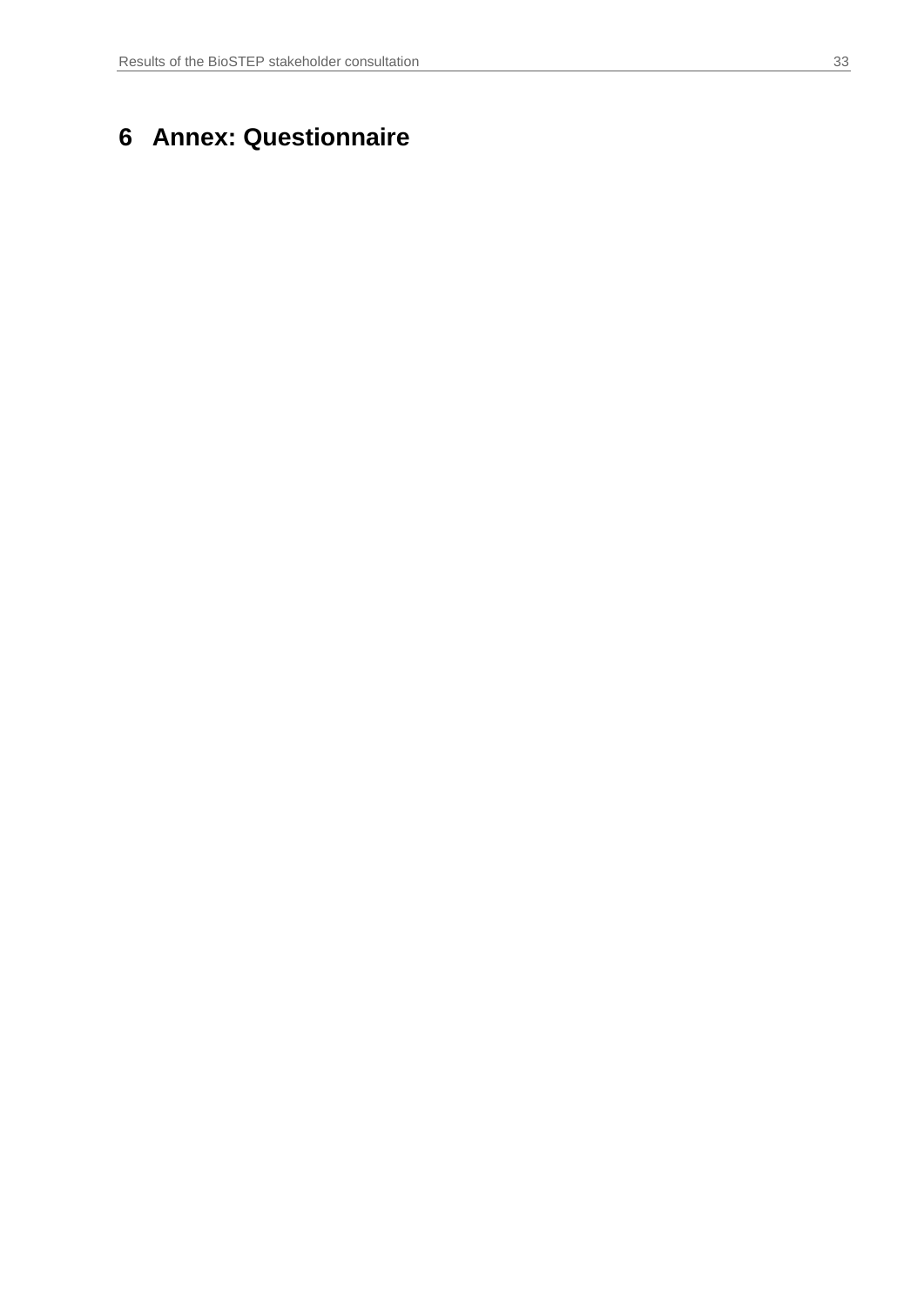# 6 Annex: Questionnaire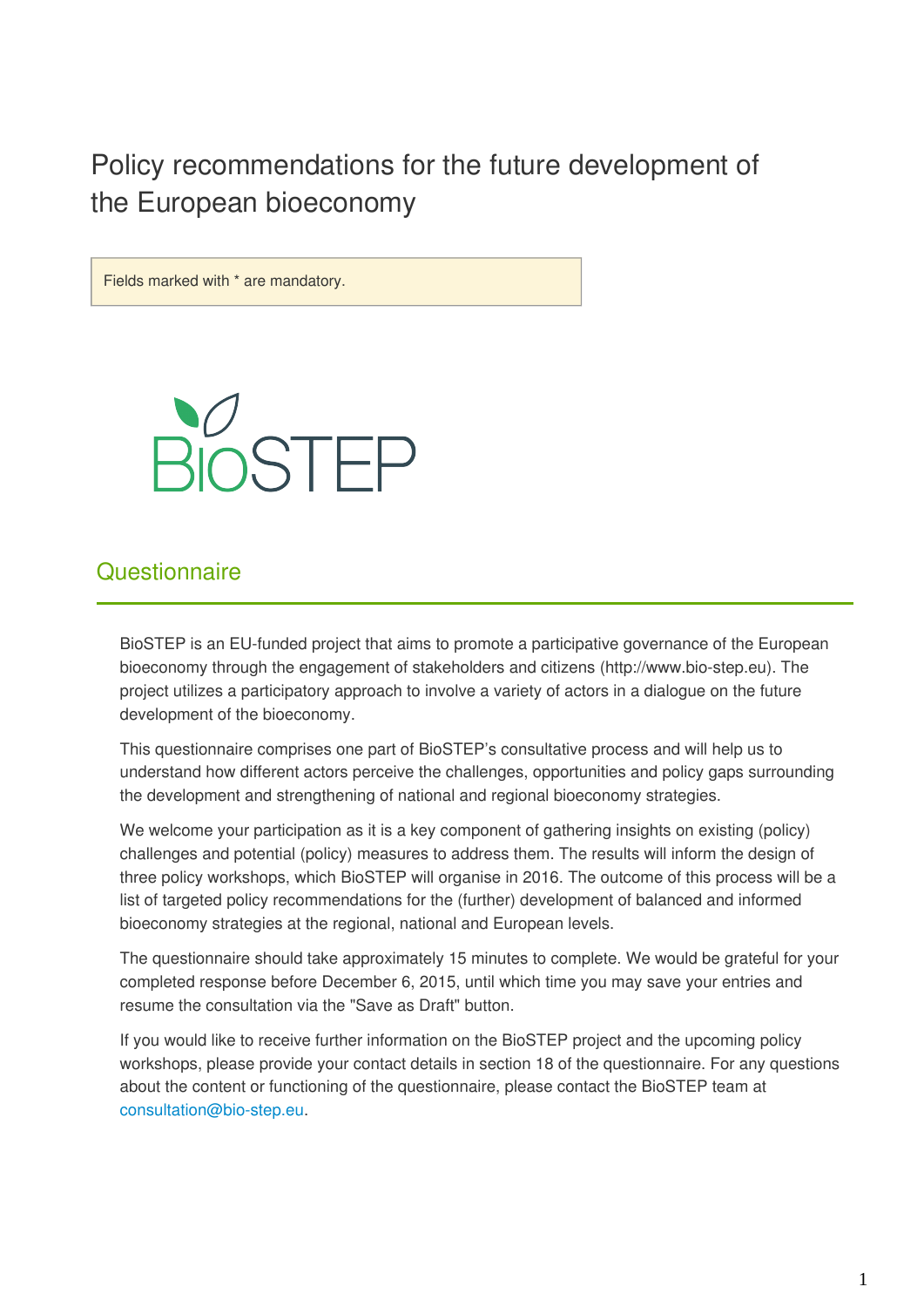# Policy recommendations for the future development of the European bioeconomy

Fields marked with * are mandatory.

BioSTEP

## Questionnaire

BioSTEP is an EU-funded project that aims to promote a participative governance of the European bioeconomy through the engagement of stakeholders and citizens (http://www.bio-step.eu). The project utilizes a participatory approach to involve a variety of actors in a dialogue on the future development of the bioeconomy.

This questionnaire comprises one part of BioSTEP's consultative process and will help us to understand how different actors perceive the challenges, opportunities and policy gaps surrounding the development and strengthening of national and regional bioeconomy strategies.

We welcome your participation as it is a key component of gathering insights on existing (policy) challenges and potential (policy) measures to address them. The results will inform the design of three policy workshops, which BioSTEP will organise in 2016. The outcome of this process will be a list of targeted policy recommendations for the (further) development of balanced and informed bioeconomy strategies at the regional, national and European levels.

The questionnaire should take approximately 15 minutes to complete. We would be grateful for your completed response before December 6, 2015, until which time you may save your entries and resume the consultation via the "Save as Draft" button.

If you would like to receive further information on the BioSTEP project and the upcoming policy workshops, please provide your contact details in section 18 of the questionnaire. For any questions about the content or functioning of the questionnaire, please contact the BioSTEP team at consultation@bio-step.eu.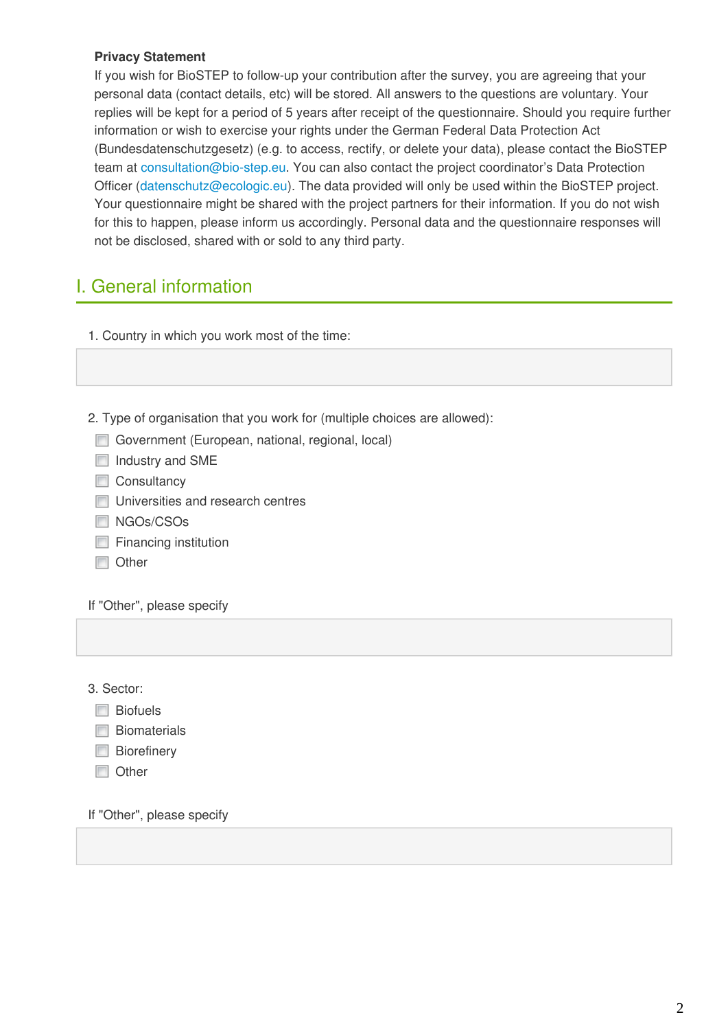**Privacy Statement**

If you wish for BioSTEP to follow-up your contribution after the survey, you are agreeing that your personal data (contact details, etc) will be stored. All answers to the questions are voluntary. Your replies will be kept for a period of 5 years after receipt of the questionnaire. Should you require further information or wish to exercise your rights under the German Federal Data Protection Act (Bundesdatenschutzgesetz) (e.g. to access, rectify, or delete your data), please contact the BioSTEP team at consultation@bio-step.eu. You can also contact the project coordinator's Data Protection Officer (datenschutz@ecologic.eu). The data provided will only be used within the BioSTEP project. Your questionnaire might be shared with the project partners for their information. If you do not wish for this to happen, please inform us accordingly. Personal data and the questionnaire responses will not be disclosed, shared with or sold to any third party.

## I. General information

1. Country in which you work most of the time:

2. Type of organisation that you work for (multiple choices are allowed):

- ☐ Government (European, national, regional, local)
- ☐ Industry and SME
- ☐ Consultancy
- ☐ Universities and research centres
- ☐ NGOs/CSOs
- ☐ Financing institution
- ☐ Other

If "Other", please specify

3. Sector:

- ☐ Biofuels
- ☐ Biomaterials
- ☐ Biorefinery
- ☐ Other

If "Other", please specify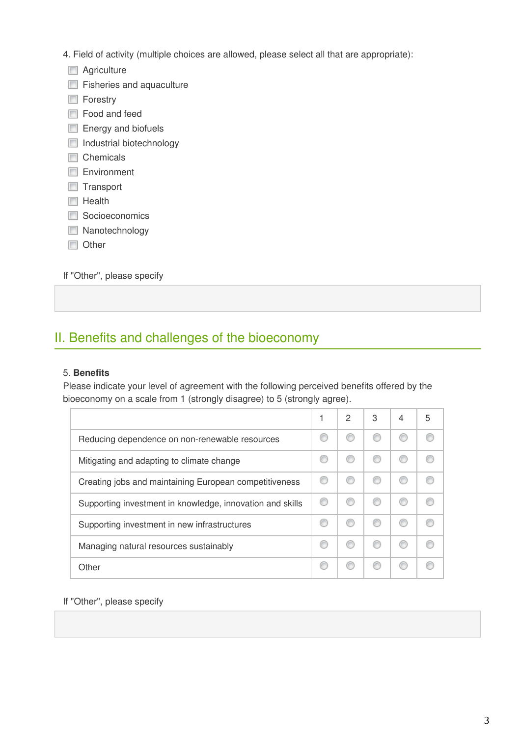4. Field of activity (multiple choices are allowed, please select all that are appropriate):

- [ ] Agriculture
- [ ] Fisheries and aquaculture
- [ ] Forestry
- [ ] Food and feed
- [ ] Energy and biofuels
- [ ] Industrial biotechnology
- [ ] Chemicals
- [ ] Environment
- [ ] Transport
- [ ] Health
- [ ] Socioeconomics
- [ ] Nanotechnology
- [ ] Other

If "Other", please specify

## II. Benefits and challenges of the bioeconomy

5. **Benefits**

Please indicate your level of agreement with the following perceived benefits offered by the bioeconomy on a scale from 1 (strongly disagree) to 5 (strongly agree).

| | 1 | 2 | 3 | 4 | 5 |
|---|---|---|---|---|---|
| Reducing dependence on non-renewable resources | ○ | ○ | ○ | ○ | ○ |
| Mitigating and adapting to climate change | ○ | ○ | ○ | ○ | ○ |
| Creating jobs and maintaining European competitiveness | ○ | ○ | ○ | ○ | ○ |
| Supporting investment in knowledge, innovation and skills | ○ | ○ | ○ | ○ | ○ |
| Supporting investment in new infrastructures | ○ | ○ | ○ | ○ | ○ |
| Managing natural resources sustainably | ○ | ○ | ○ | ○ | ○ |
| Other | ○ | ○ | ○ | ○ | ○ |

If "Other", please specify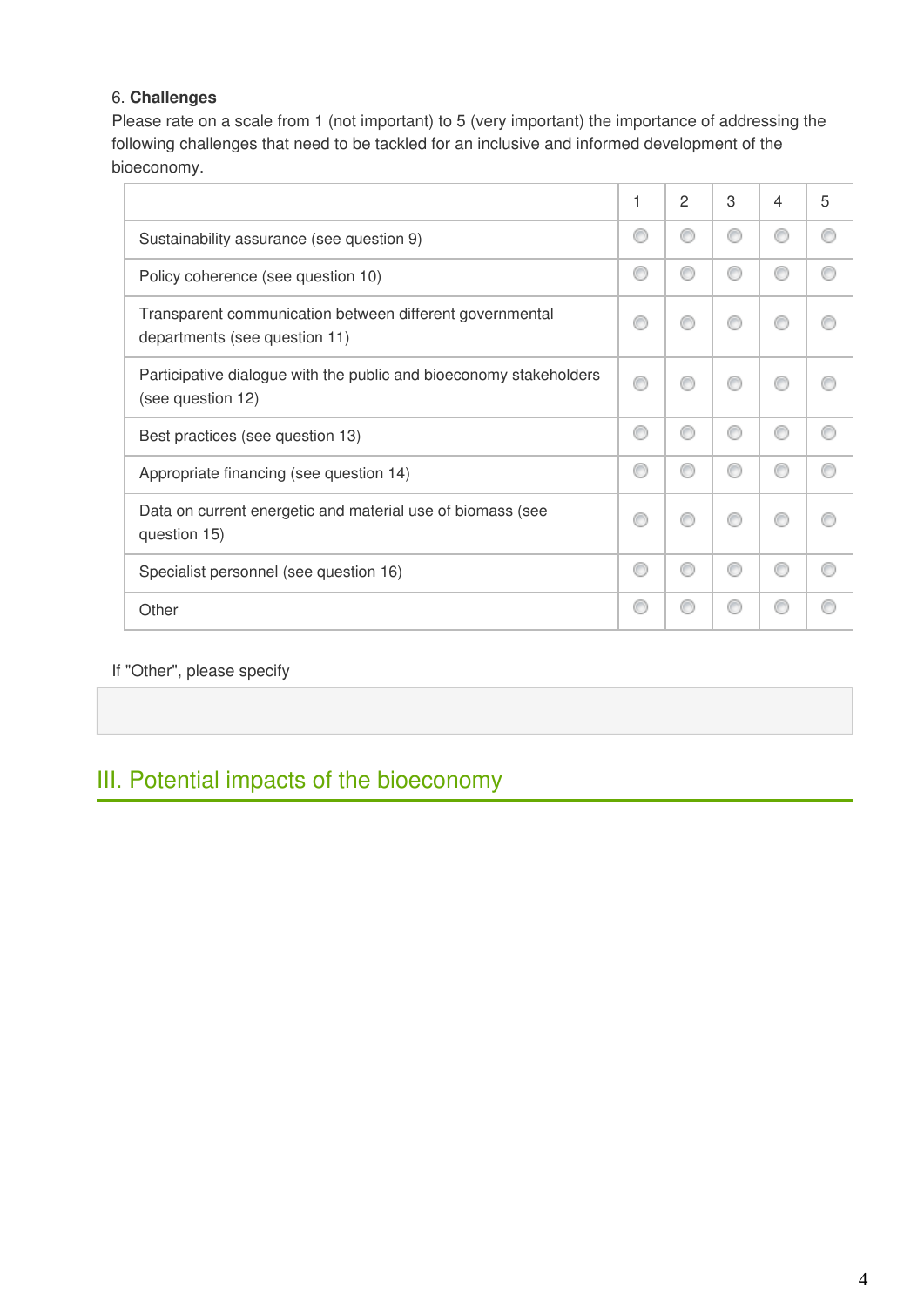6. **Challenges**

Please rate on a scale from 1 (not important) to 5 (very important) the importance of addressing the following challenges that need to be tackled for an inclusive and informed development of the bioeconomy.

| | 1 | 2 | 3 | 4 | 5 |
|---|---|---|---|---|---|
| Sustainability assurance (see question 9) | ◯ | ◯ | ◯ | ◯ | ◯ |
| Policy coherence (see question 10) | ◯ | ◯ | ◯ | ◯ | ◯ |
| Transparent communication between different governmental departments (see question 11) | ◯ | ◯ | ◯ | ◯ | ◯ |
| Participative dialogue with the public and bioeconomy stakeholders (see question 12) | ◯ | ◯ | ◯ | ◯ | ◯ |
| Best practices (see question 13) | ◯ | ◯ | ◯ | ◯ | ◯ |
| Appropriate financing (see question 14) | ◯ | ◯ | ◯ | ◯ | ◯ |
| Data on current energetic and material use of biomass (see question 15) | ◯ | ◯ | ◯ | ◯ | ◯ |
| Specialist personnel (see question 16) | ◯ | ◯ | ◯ | ◯ | ◯ |
| Other | ◯ | ◯ | ◯ | ◯ | ◯ |

If "Other", please specify

## III. Potential impacts of the bioeconomy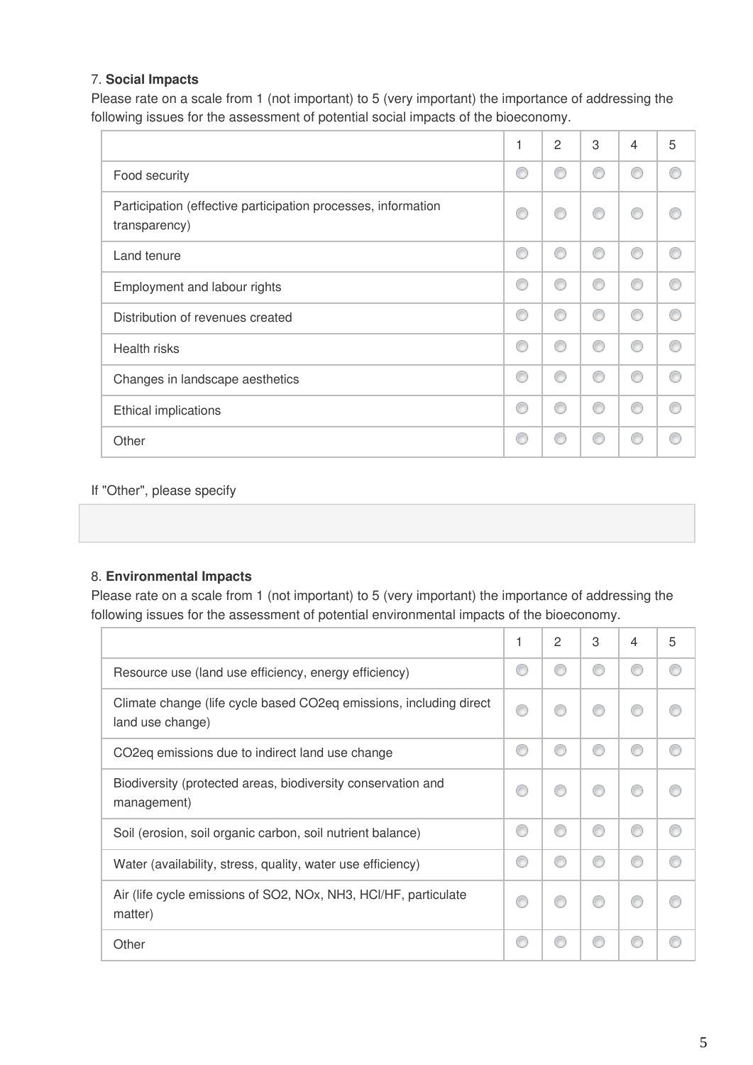7. **Social Impacts**

Please rate on a scale from 1 (not important) to 5 (very important) the importance of addressing the following issues for the assessment of potential social impacts of the bioeconomy.

| | 1 | 2 | 3 | 4 | 5 |
|---|---|---|---|---|---|
| Food security | ◯ | ◯ | ◯ | ◯ | ◯ |
| Participation (effective participation processes, information transparency) | ◯ | ◯ | ◯ | ◯ | ◯ |
| Land tenure | ◯ | ◯ | ◯ | ◯ | ◯ |
| Employment and labour rights | ◯ | ◯ | ◯ | ◯ | ◯ |
| Distribution of revenues created | ◯ | ◯ | ◯ | ◯ | ◯ |
| Health risks | ◯ | ◯ | ◯ | ◯ | ◯ |
| Changes in landscape aesthetics | ◯ | ◯ | ◯ | ◯ | ◯ |
| Ethical implications | ◯ | ◯ | ◯ | ◯ | ◯ |
| Other | ◯ | ◯ | ◯ | ◯ | ◯ |

If "Other", please specify

8. **Environmental Impacts**

Please rate on a scale from 1 (not important) to 5 (very important) the importance of addressing the following issues for the assessment of potential environmental impacts of the bioeconomy.

| | 1 | 2 | 3 | 4 | 5 |
|---|---|---|---|---|---|
| Resource use (land use efficiency, energy efficiency) | ◯ | ◯ | ◯ | ◯ | ◯ |
| Climate change (life cycle based $CO_2eq$ emissions, including direct land use change) | ◯ | ◯ | ◯ | ◯ | ◯ |
| $CO_2eq$ emissions due to indirect land use change | ◯ | ◯ | ◯ | ◯ | ◯ |
| Biodiversity (protected areas, biodiversity conservation and management) | ◯ | ◯ | ◯ | ◯ | ◯ |
| Soil (erosion, soil organic carbon, soil nutrient balance) | ◯ | ◯ | ◯ | ◯ | ◯ |
| Water (availability, stress, quality, water use efficiency) | ◯ | ◯ | ◯ | ◯ | ◯ |
| Air (life cycle emissions of $SO_2$, $NO_x$, $NH_3$, HCl/HF, particulate matter) | ◯ | ◯ | ◯ | ◯ | ◯ |
| Other | ◯ | ◯ | ◯ | ◯ | ◯ |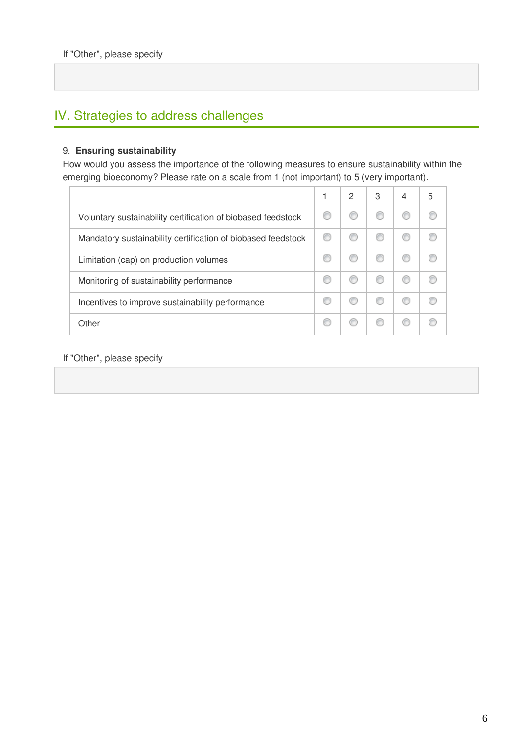If "Other", please specify

## IV. Strategies to address challenges

9. **Ensuring sustainability**

How would you assess the importance of the following measures to ensure sustainability within the emerging bioeconomy? Please rate on a scale from 1 (not important) to 5 (very important).

| | 1 | 2 | 3 | 4 | 5 |
|---|---|---|---|---|---|
| Voluntary sustainability certification of biobased feedstock | ○ | ○ | ○ | ○ | ○ |
| Mandatory sustainability certification of biobased feedstock | ○ | ○ | ○ | ○ | ○ |
| Limitation (cap) on production volumes | ○ | ○ | ○ | ○ | ○ |
| Monitoring of sustainability performance | ○ | ○ | ○ | ○ | ○ |
| Incentives to improve sustainability performance | ○ | ○ | ○ | ○ | ○ |
| Other | ○ | ○ | ○ | ○ | ○ |

If "Other", please specify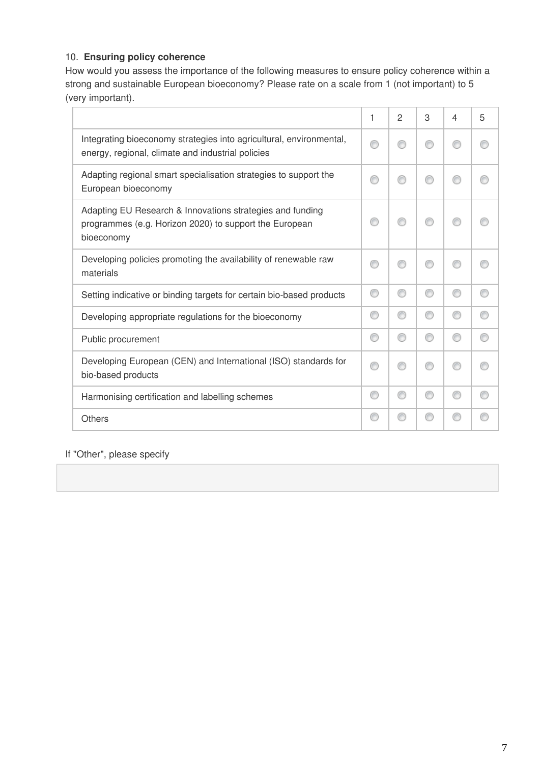10. **Ensuring policy coherence**

How would you assess the importance of the following measures to ensure policy coherence within a strong and sustainable European bioeconomy? Please rate on a scale from 1 (not important) to 5 (very important).

| | 1 | 2 | 3 | 4 | 5 |
|---|---|---|---|---|---|
| Integrating bioeconomy strategies into agricultural, environmental, energy, regional, climate and industrial policies | ◯ | ◯ | ◯ | ◯ | ◯ |
| Adapting regional smart specialisation strategies to support the European bioeconomy | ◯ | ◯ | ◯ | ◯ | ◯ |
| Adapting EU Research & Innovations strategies and funding programmes (e.g. Horizon 2020) to support the European bioeconomy | ◯ | ◯ | ◯ | ◯ | ◯ |
| Developing policies promoting the availability of renewable raw materials | ◯ | ◯ | ◯ | ◯ | ◯ |
| Setting indicative or binding targets for certain bio-based products | ◯ | ◯ | ◯ | ◯ | ◯ |
| Developing appropriate regulations for the bioeconomy | ◯ | ◯ | ◯ | ◯ | ◯ |
| Public procurement | ◯ | ◯ | ◯ | ◯ | ◯ |
| Developing European (CEN) and International (ISO) standards for bio-based products | ◯ | ◯ | ◯ | ◯ | ◯ |
| Harmonising certification and labelling schemes | ◯ | ◯ | ◯ | ◯ | ◯ |
| Others | ◯ | ◯ | ◯ | ◯ | ◯ |

If "Other", please specify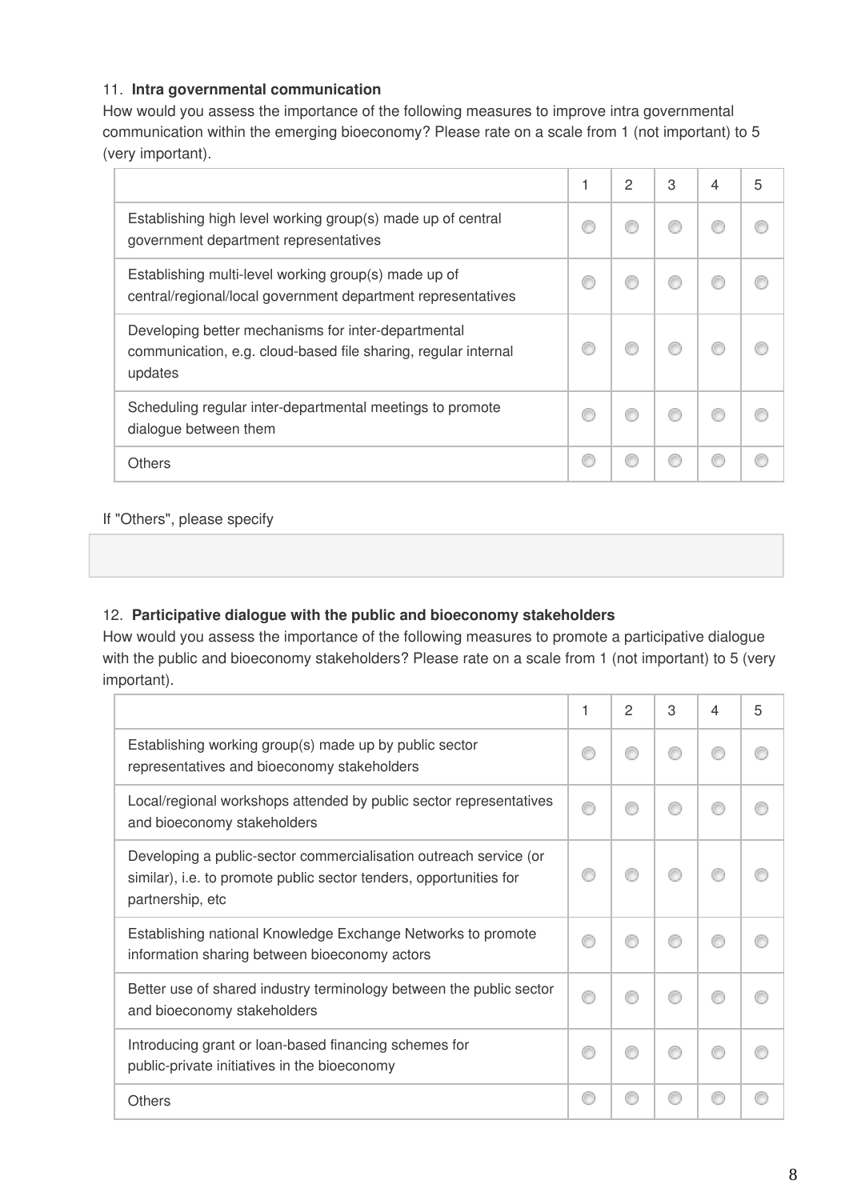11. **Intra governmental communication**

How would you assess the importance of the following measures to improve intra governmental communication within the emerging bioeconomy? Please rate on a scale from 1 (not important) to 5 (very important).

| | 1 | 2 | 3 | 4 | 5 |
|---|---|---|---|---|---|
| Establishing high level working group(s) made up of central government department representatives | ○ | ○ | ○ | ○ | ○ |
| Establishing multi-level working group(s) made up of central/regional/local government department representatives | ○ | ○ | ○ | ○ | ○ |
| Developing better mechanisms for inter-departmental communication, e.g. cloud-based file sharing, regular internal updates | ○ | ○ | ○ | ○ | ○ |
| Scheduling regular inter-departmental meetings to promote dialogue between them | ○ | ○ | ○ | ○ | ○ |
| Others | ○ | ○ | ○ | ○ | ○ |

If "Others", please specify

12. **Participative dialogue with the public and bioeconomy stakeholders**

How would you assess the importance of the following measures to promote a participative dialogue with the public and bioeconomy stakeholders? Please rate on a scale from 1 (not important) to 5 (very important).

| | 1 | 2 | 3 | 4 | 5 |
|---|---|---|---|---|---|
| Establishing working group(s) made up by public sector representatives and bioeconomy stakeholders | ○ | ○ | ○ | ○ | ○ |
| Local/regional workshops attended by public sector representatives and bioeconomy stakeholders | ○ | ○ | ○ | ○ | ○ |
| Developing a public-sector commercialisation outreach service (or similar), i.e. to promote public sector tenders, opportunities for partnership, etc | ○ | ○ | ○ | ○ | ○ |
| Establishing national Knowledge Exchange Networks to promote information sharing between bioeconomy actors | ○ | ○ | ○ | ○ | ○ |
| Better use of shared industry terminology between the public sector and bioeconomy stakeholders | ○ | ○ | ○ | ○ | ○ |
| Introducing grant or loan-based financing schemes for public-private initiatives in the bioeconomy | ○ | ○ | ○ | ○ | ○ |
| Others | ○ | ○ | ○ | ○ | ○ |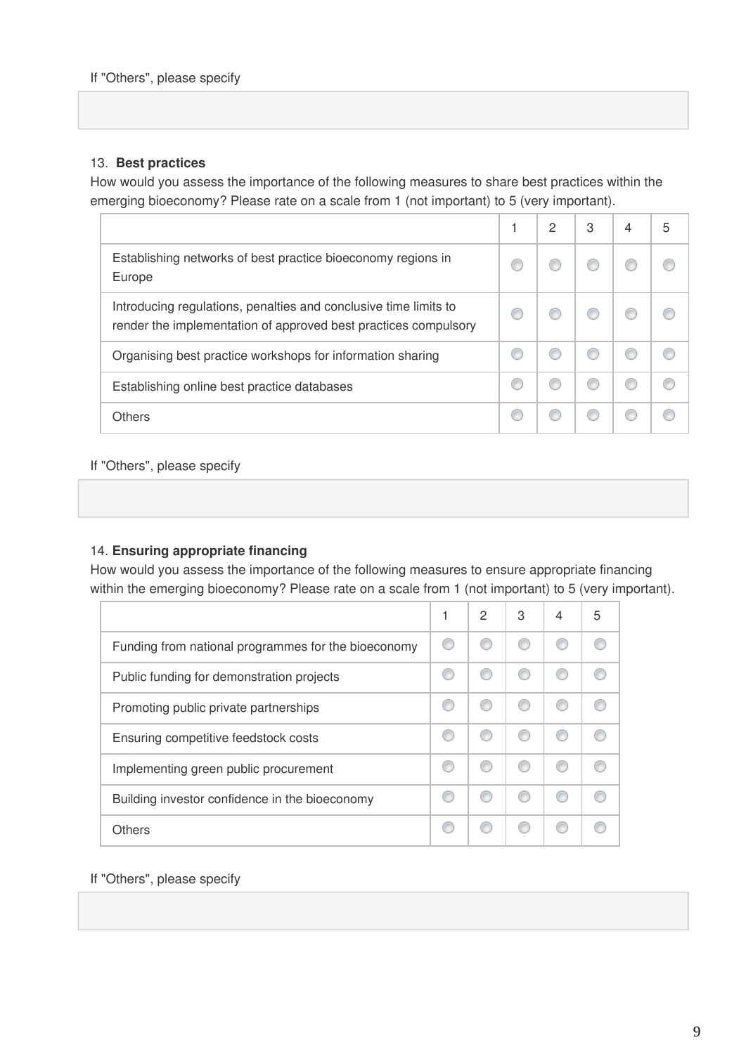If "Others", please specify

13. **Best practices**

How would you assess the importance of the following measures to share best practices within the emerging bioeconomy? Please rate on a scale from 1 (not important) to 5 (very important).

| | 1 | 2 | 3 | 4 | 5 |
|---|---|---|---|---|---|
| Establishing networks of best practice bioeconomy regions in Europe | | | | | |
| Introducing regulations, penalties and conclusive time limits to render the implementation of approved best practices compulsory | | | | | |
| Organising best practice workshops for information sharing | | | | | |
| Establishing online best practice databases | | | | | |
| Others | | | | | |

If "Others", please specify

14. **Ensuring appropriate financing**

How would you assess the importance of the following measures to ensure appropriate financing within the emerging bioeconomy? Please rate on a scale from 1 (not important) to 5 (very important).

| | 1 | 2 | 3 | 4 | 5 |
|---|---|---|---|---|---|
| Funding from national programmes for the bioeconomy | | | | | |
| Public funding for demonstration projects | | | | | |
| Promoting public private partnerships | | | | | |
| Ensuring competitive feedstock costs | | | | | |
| Implementing green public procurement | | | | | |
| Building investor confidence in the bioeconomy | | | | | |
| Others | | | | | |

If "Others", please specify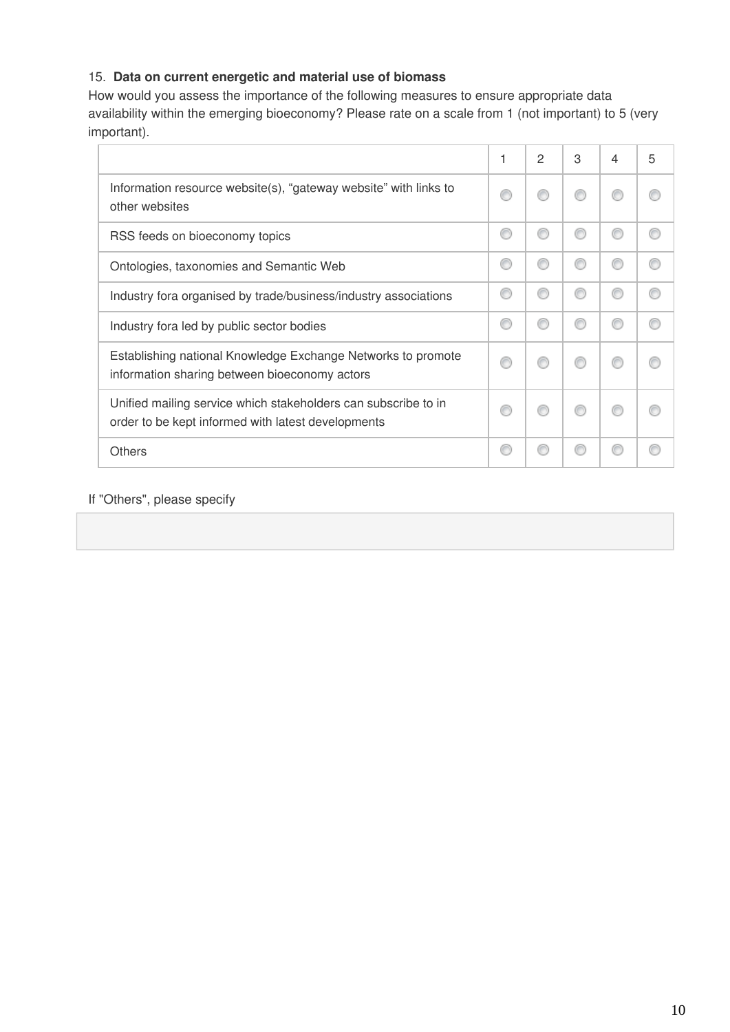15. **Data on current energetic and material use of biomass**

How would you assess the importance of the following measures to ensure appropriate data availability within the emerging bioeconomy? Please rate on a scale from 1 (not important) to 5 (very important).

| | 1 | 2 | 3 | 4 | 5 |
|---|---|---|---|---|---|
| Information resource website(s), “gateway website” with links to other websites | ◯ | ◯ | ◯ | ◯ | ◯ |
| RSS feeds on bioeconomy topics | ◯ | ◯ | ◯ | ◯ | ◯ |
| Ontologies, taxonomies and Semantic Web | ◯ | ◯ | ◯ | ◯ | ◯ |
| Industry fora organised by trade/business/industry associations | ◯ | ◯ | ◯ | ◯ | ◯ |
| Industry fora led by public sector bodies | ◯ | ◯ | ◯ | ◯ | ◯ |
| Establishing national Knowledge Exchange Networks to promote information sharing between bioeconomy actors | ◯ | ◯ | ◯ | ◯ | ◯ |
| Unified mailing service which stakeholders can subscribe to in order to be kept informed with latest developments | ◯ | ◯ | ◯ | ◯ | ◯ |
| Others | ◯ | ◯ | ◯ | ◯ | ◯ |

If "Others", please specify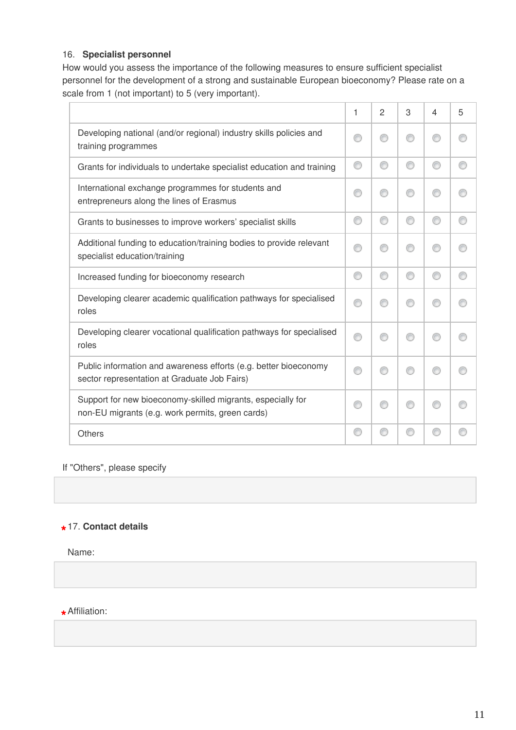16. **Specialist personnel**

How would you assess the importance of the following measures to ensure sufficient specialist personnel for the development of a strong and sustainable European bioeconomy? Please rate on a scale from 1 (not important) to 5 (very important).

| | 1 | 2 | 3 | 4 | 5 |
|---|---|---|---|---|---|
| Developing national (and/or regional) industry skills policies and training programmes | ○ | ○ | ○ | ○ | ○ |
| Grants for individuals to undertake specialist education and training | ○ | ○ | ○ | ○ | ○ |
| International exchange programmes for students and entrepreneurs along the lines of Erasmus | ○ | ○ | ○ | ○ | ○ |
| Grants to businesses to improve workers' specialist skills | ○ | ○ | ○ | ○ | ○ |
| Additional funding to education/training bodies to provide relevant specialist education/training | ○ | ○ | ○ | ○ | ○ |
| Increased funding for bioeconomy research | ○ | ○ | ○ | ○ | ○ |
| Developing clearer academic qualification pathways for specialised roles | ○ | ○ | ○ | ○ | ○ |
| Developing clearer vocational qualification pathways for specialised roles | ○ | ○ | ○ | ○ | ○ |
| Public information and awareness efforts (e.g. better bioeconomy sector representation at Graduate Job Fairs) | ○ | ○ | ○ | ○ | ○ |
| Support for new bioeconomy-skilled migrants, especially for non-EU migrants (e.g. work permits, green cards) | ○ | ○ | ○ | ○ | ○ |
| Others | ○ | ○ | ○ | ○ | ○ |

If "Others", please specify

*17. **Contact details**

Name:

*Affiliation: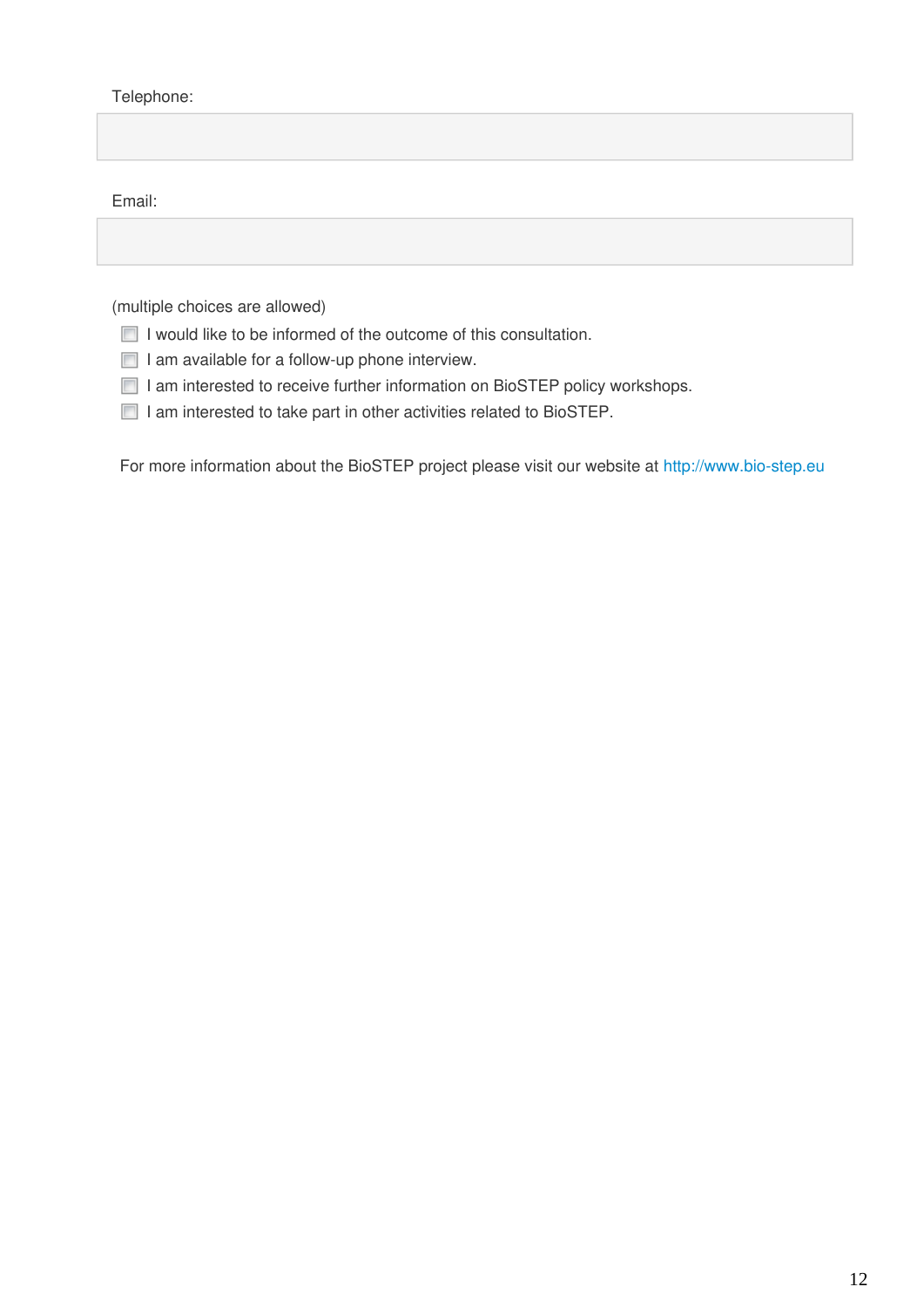Telephone:

Email:

(multiple choices are allowed)

- [ ] I would like to be informed of the outcome of this consultation.
- [ ] I am available for a follow-up phone interview.
- [ ] I am interested to receive further information on BioSTEP policy workshops.
- [ ] I am interested to take part in other activities related to BioSTEP.

For more information about the BioSTEP project please visit our website at http://www.bio-step.eu